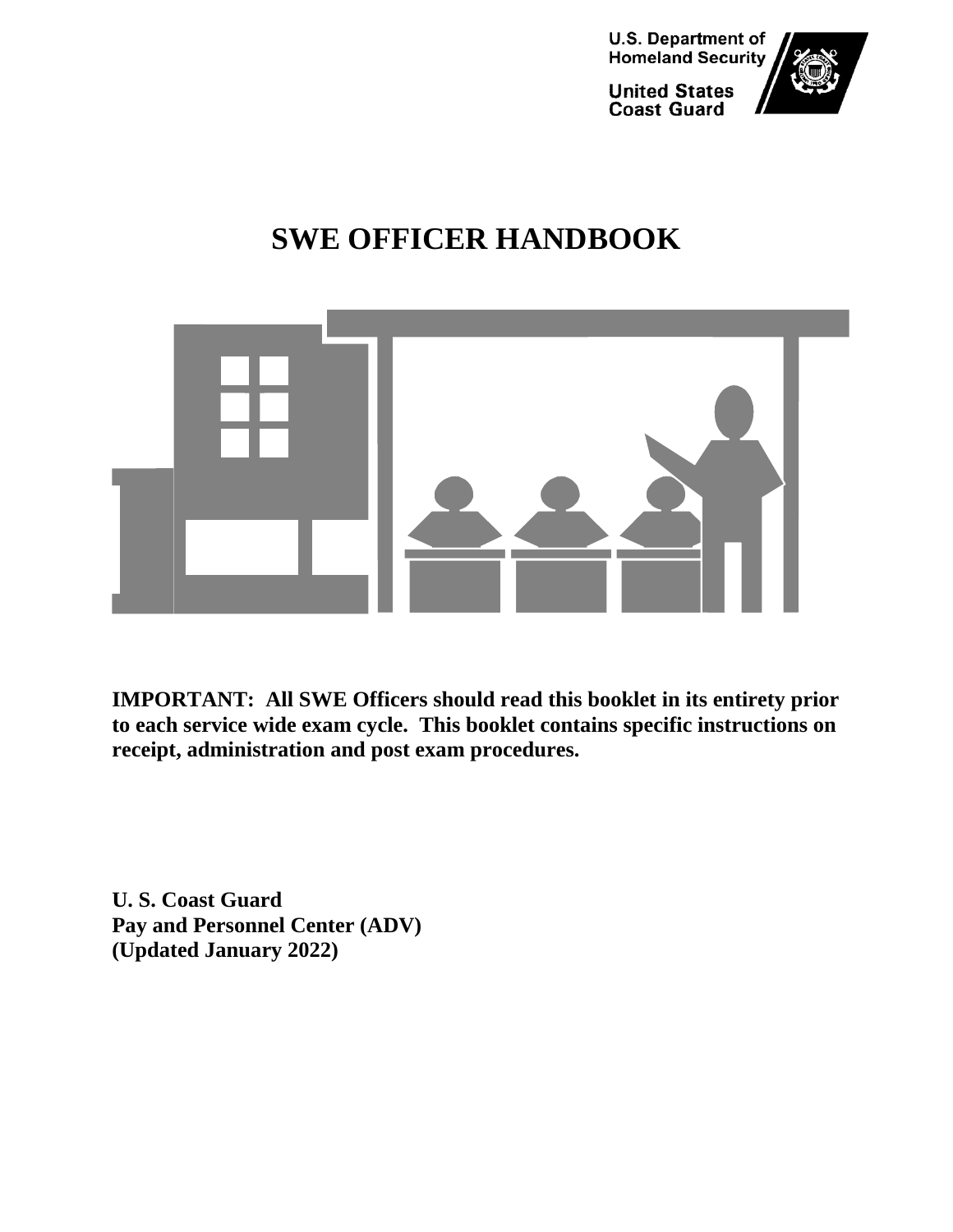U.S. Department of Homeland Security

United States Coast Guard

# SWE OFFICER HANDBOOK

**IMPORTANT: All SWE Officers should read this booklet in its entirety prior to each service wide exam cycle. This booklet contains specific instructions on receipt, administration and post exam procedures.**

**U. S. Coast Guard**
**Pay and Personnel Center (ADV)**
**(Updated January 2022)**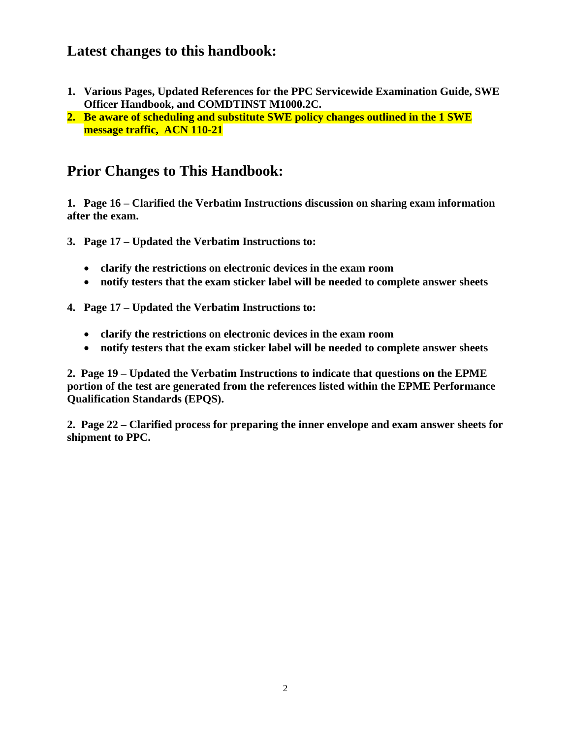## Latest changes to this handbook:

1. **Various Pages, Updated References for the PPC Servicewide Examination Guide, SWE Officer Handbook, and COMDTINST M1000.2C.**
2. **Be aware of scheduling and substitute SWE policy changes outlined in the 1 SWE message traffic, ACN 110-21**

## Prior Changes to This Handbook:

**1. Page 16 – Clarified the Verbatim Instructions discussion on sharing exam information after the exam.**

**3. Page 17 – Updated the Verbatim Instructions to:**

- **clarify the restrictions on electronic devices in the exam room**
- **notify testers that the exam sticker label will be needed to complete answer sheets**

**4. Page 17 – Updated the Verbatim Instructions to:**

- **clarify the restrictions on electronic devices in the exam room**
- **notify testers that the exam sticker label will be needed to complete answer sheets**

**2. Page 19 – Updated the Verbatim Instructions to indicate that questions on the EPME portion of the test are generated from the references listed within the EPME Performance Qualification Standards (EPQS).**

**2. Page 22 – Clarified process for preparing the inner envelope and exam answer sheets for shipment to PPC.**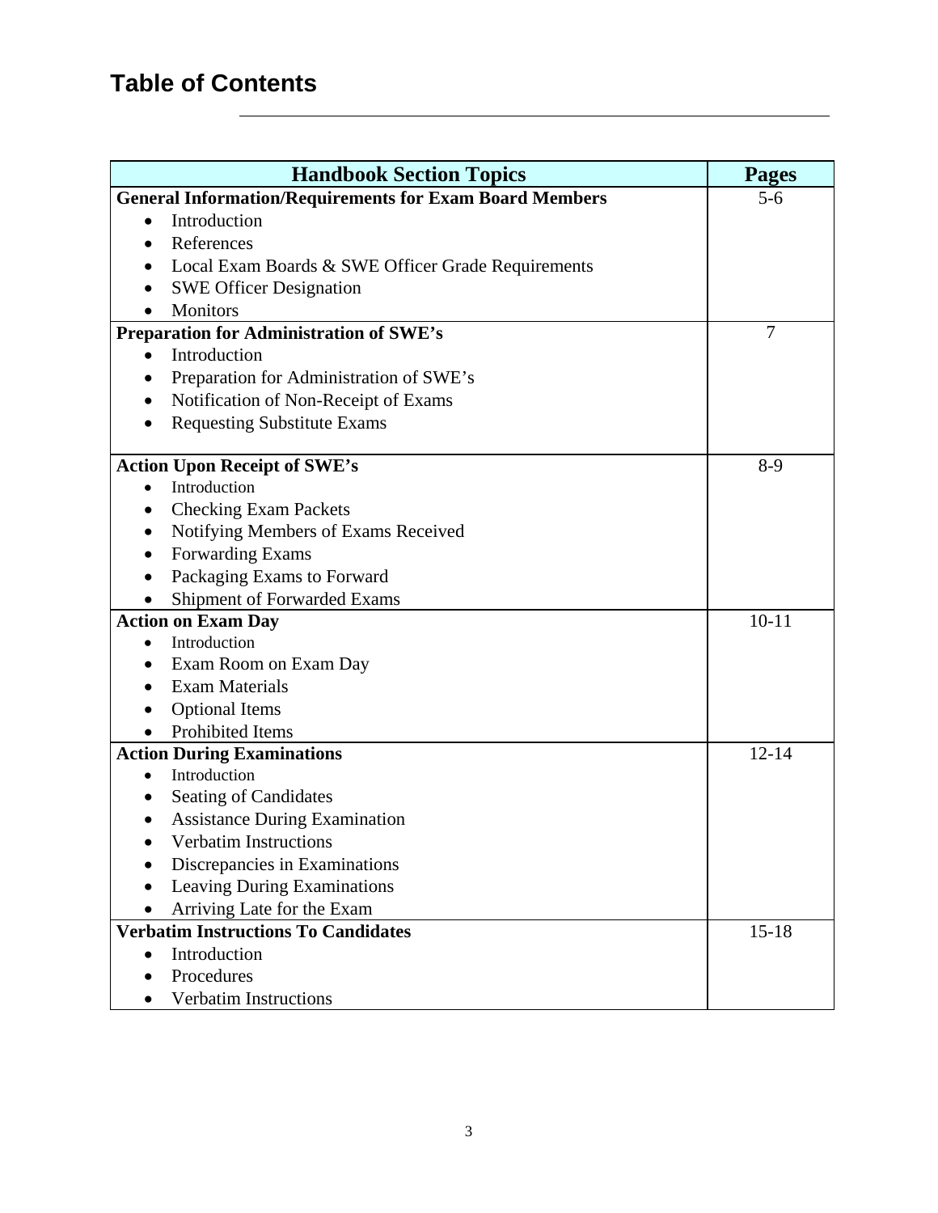# Table of Contents

| Handbook Section Topics | Pages |
|---|---|
| **General Information/Requirements for Exam Board Members**<br>• Introduction<br>• References<br>• Local Exam Boards & SWE Officer Grade Requirements<br>• SWE Officer Designation<br>• Monitors | 5-6 |
| **Preparation for Administration of SWE's**<br>• Introduction<br>• Preparation for Administration of SWE's<br>• Notification of Non-Receipt of Exams<br>• Requesting Substitute Exams | 7 |
| **Action Upon Receipt of SWE's**<br>• Introduction<br>• Checking Exam Packets<br>• Notifying Members of Exams Received<br>• Forwarding Exams<br>• Packaging Exams to Forward<br>• Shipment of Forwarded Exams | 8-9 |
| **Action on Exam Day**<br>• Introduction<br>• Exam Room on Exam Day<br>• Exam Materials<br>• Optional Items<br>• Prohibited Items | 10-11 |
| **Action During Examinations**<br>• Introduction<br>• Seating of Candidates<br>• Assistance During Examination<br>• Verbatim Instructions<br>• Discrepancies in Examinations<br>• Leaving During Examinations<br>• Arriving Late for the Exam | 12-14 |
| **Verbatim Instructions To Candidates**<br>• Introduction<br>• Procedures<br>• Verbatim Instructions | 15-18 |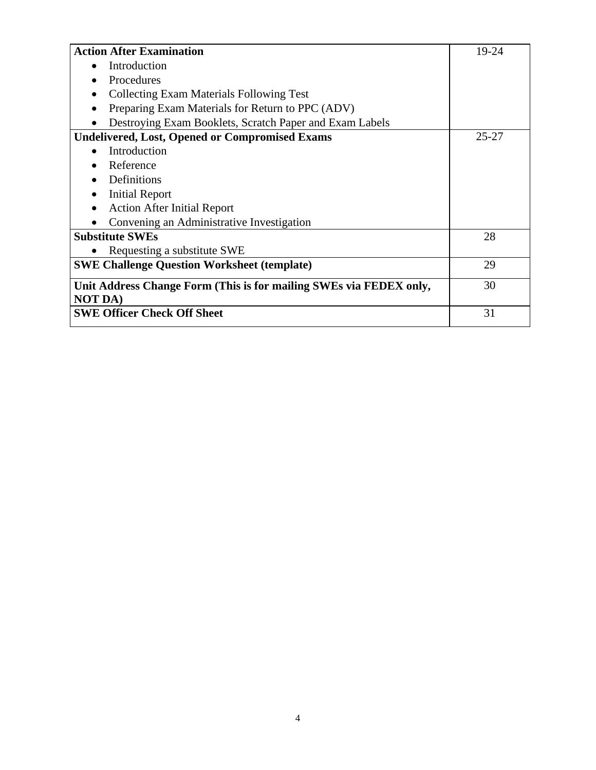| | |
|---|---|
| **Action After Examination**<br>• Introduction<br>• Procedures<br>• Collecting Exam Materials Following Test<br>• Preparing Exam Materials for Return to PPC (ADV)<br>• Destroying Exam Booklets, Scratch Paper and Exam Labels | 19-24 |
| **Undelivered, Lost, Opened or Compromised Exams**<br>• Introduction<br>• Reference<br>• Definitions<br>• Initial Report<br>• Action After Initial Report<br>• Convening an Administrative Investigation | 25-27 |
| **Substitute SWEs**<br>• Requesting a substitute SWE | 28 |
| **SWE Challenge Question Worksheet (template)** | 29 |
| **Unit Address Change Form (This is for mailing SWEs via FEDEX only, NOT DA)** | 30 |
| **SWE Officer Check Off Sheet** | 31 |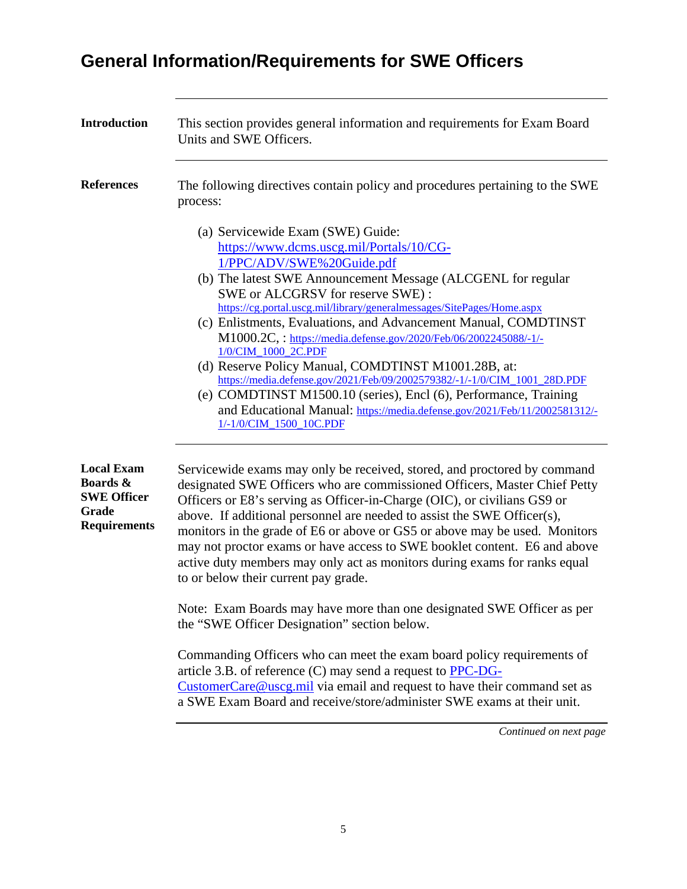# General Information/Requirements for SWE Officers

**Introduction**

This section provides general information and requirements for Exam Board Units and SWE Officers.

**References**

The following directives contain policy and procedures pertaining to the SWE process:

(a) Servicewide Exam (SWE) Guide: https://www.dcms.uscg.mil/Portals/10/CG-1/PPC/ADV/SWE%20Guide.pdf
(b) The latest SWE Announcement Message (ALCGENL for regular SWE or ALCGRSV for reserve SWE) : https://cg.portal.uscg.mil/library/generalmessages/SitePages/Home.aspx
(c) Enlistments, Evaluations, and Advancement Manual, COMDTINST M1000.2C, : https://media.defense.gov/2020/Feb/06/2002245088/-1/-1/0/CIM_1000_2C.PDF
(d) Reserve Policy Manual, COMDTINST M1001.28B, at: https://media.defense.gov/2021/Feb/09/2002579382/-1/-1/0/CIM_1001_28D.PDF
(e) COMDTINST M1500.10 (series), Encl (6), Performance, Training and Educational Manual: https://media.defense.gov/2021/Feb/11/2002581312/-1/-1/0/CIM_1500_10C.PDF

**Local Exam Boards & SWE Officer Grade Requirements**

Servicewide exams may only be received, stored, and proctored by command designated SWE Officers who are commissioned Officers, Master Chief Petty Officers or E8's serving as Officer-in-Charge (OIC), or civilians GS9 or above. If additional personnel are needed to assist the SWE Officer(s), monitors in the grade of E6 or above or GS5 or above may be used. Monitors may not proctor exams or have access to SWE booklet content. E6 and above active duty members may only act as monitors during exams for ranks equal to or below their current pay grade.

Note: Exam Boards may have more than one designated SWE Officer as per the "SWE Officer Designation" section below.

Commanding Officers who can meet the exam board policy requirements of article 3.B. of reference (C) may send a request to PPC-DG-CustomerCare@uscg.mil via email and request to have their command set as a SWE Exam Board and receive/store/administer SWE exams at their unit.

*Continued on next page*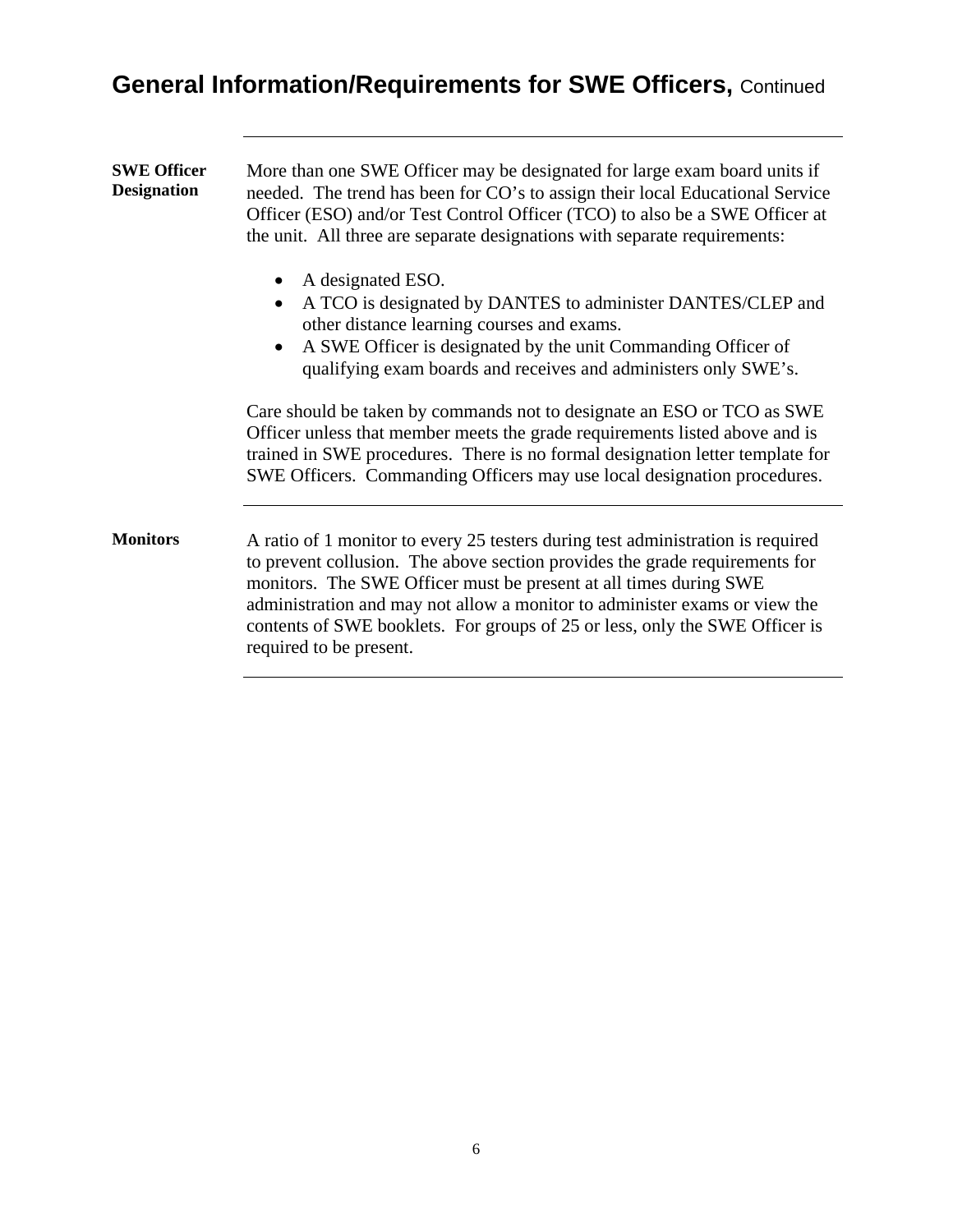## General Information/Requirements for SWE Officers, Continued

**SWE Officer Designation**

More than one SWE Officer may be designated for large exam board units if needed. The trend has been for CO's to assign their local Educational Service Officer (ESO) and/or Test Control Officer (TCO) to also be a SWE Officer at the unit. All three are separate designations with separate requirements:

- A designated ESO.
- A TCO is designated by DANTES to administer DANTES/CLEP and other distance learning courses and exams.
- A SWE Officer is designated by the unit Commanding Officer of qualifying exam boards and receives and administers only SWE's.

Care should be taken by commands not to designate an ESO or TCO as SWE Officer unless that member meets the grade requirements listed above and is trained in SWE procedures. There is no formal designation letter template for SWE Officers. Commanding Officers may use local designation procedures.

**Monitors**

A ratio of 1 monitor to every 25 testers during test administration is required to prevent collusion. The above section provides the grade requirements for monitors. The SWE Officer must be present at all times during SWE administration and may not allow a monitor to administer exams or view the contents of SWE booklets. For groups of 25 or less, only the SWE Officer is required to be present.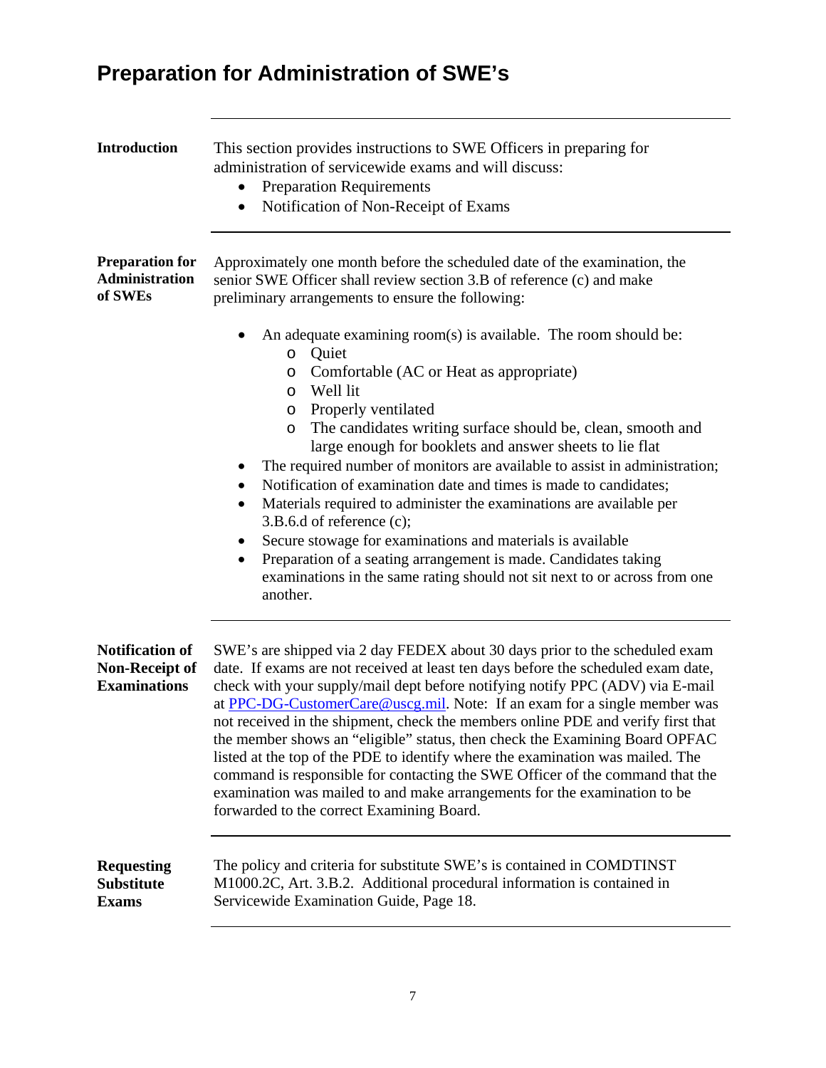# Preparation for Administration of SWE's

**Introduction**

This section provides instructions to SWE Officers in preparing for administration of servicewide exams and will discuss:

- Preparation Requirements
- Notification of Non-Receipt of Exams

**Preparation for Administration of SWEs**

Approximately one month before the scheduled date of the examination, the senior SWE Officer shall review section 3.B of reference (c) and make preliminary arrangements to ensure the following:

- An adequate examining room(s) is available. The room should be:
    - Quiet
    - Comfortable (AC or Heat as appropriate)
    - Well lit
    - Properly ventilated
    - The candidates writing surface should be, clean, smooth and large enough for booklets and answer sheets to lie flat
- The required number of monitors are available to assist in administration;
- Notification of examination date and times is made to candidates;
- Materials required to administer the examinations are available per 3.B.6.d of reference (c);
- Secure stowage for examinations and materials is available
- Preparation of a seating arrangement is made. Candidates taking examinations in the same rating should not sit next to or across from one another.

**Notification of Non-Receipt of Examinations**

SWE's are shipped via 2 day FEDEX about 30 days prior to the scheduled exam date. If exams are not received at least ten days before the scheduled exam date, check with your supply/mail dept before notifying notify PPC (ADV) via E-mail at PPC-DG-CustomerCare@uscg.mil. Note: If an exam for a single member was not received in the shipment, check the members online PDE and verify first that the member shows an "eligible" status, then check the Examining Board OPFAC listed at the top of the PDE to identify where the examination was mailed. The command is responsible for contacting the SWE Officer of the command that the examination was mailed to and make arrangements for the examination to be forwarded to the correct Examining Board.

**Requesting Substitute Exams**

The policy and criteria for substitute SWE's is contained in COMDTINST M1000.2C, Art. 3.B.2. Additional procedural information is contained in Servicewide Examination Guide, Page 18.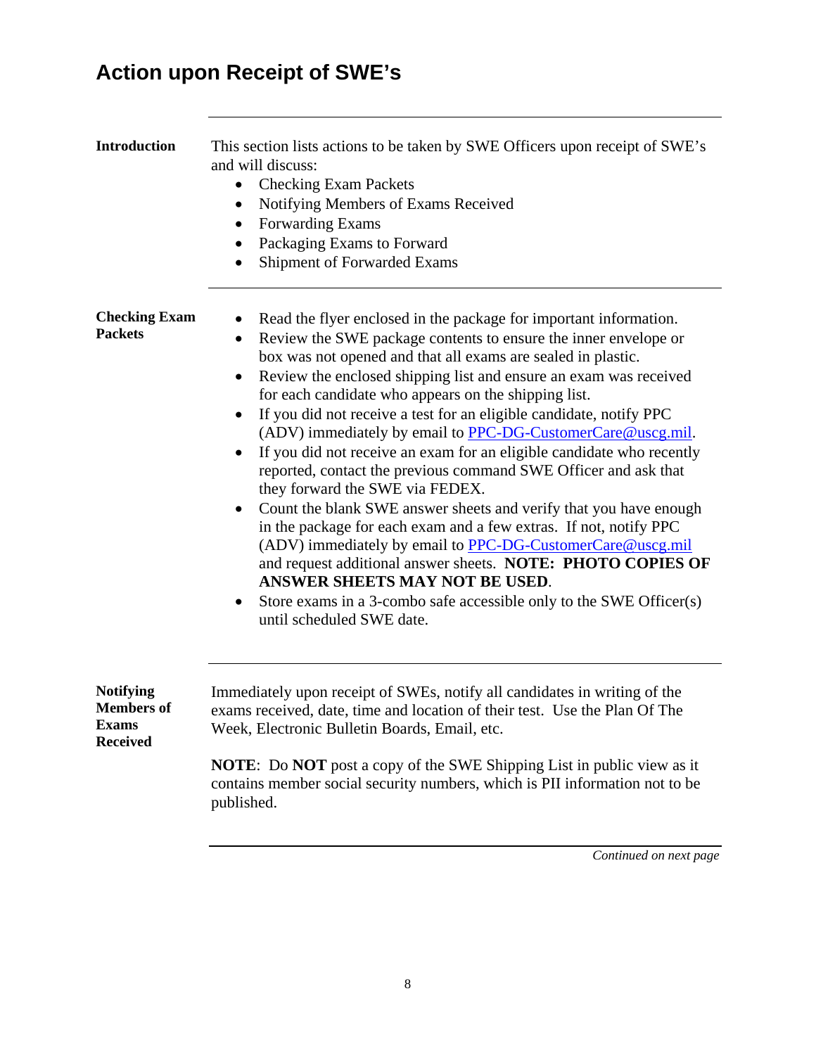# Action upon Receipt of SWE's

**Introduction**

This section lists actions to be taken by SWE Officers upon receipt of SWE's and will discuss:

- Checking Exam Packets
- Notifying Members of Exams Received
- Forwarding Exams
- Packaging Exams to Forward
- Shipment of Forwarded Exams

**Checking Exam Packets**

- Read the flyer enclosed in the package for important information.
- Review the SWE package contents to ensure the inner envelope or box was not opened and that all exams are sealed in plastic.
- Review the enclosed shipping list and ensure an exam was received for each candidate who appears on the shipping list.
- If you did not receive a test for an eligible candidate, notify PPC (ADV) immediately by email to PPC-DG-CustomerCare@uscg.mil.
- If you did not receive an exam for an eligible candidate who recently reported, contact the previous command SWE Officer and ask that they forward the SWE via FEDEX.
- Count the blank SWE answer sheets and verify that you have enough in the package for each exam and a few extras. If not, notify PPC (ADV) immediately by email to PPC-DG-CustomerCare@uscg.mil and request additional answer sheets. **NOTE: PHOTO COPIES OF ANSWER SHEETS MAY NOT BE USED**.
- Store exams in a 3-combo safe accessible only to the SWE Officer(s) until scheduled SWE date.

**Notifying Members of Exams Received**

Immediately upon receipt of SWEs, notify all candidates in writing of the exams received, date, time and location of their test. Use the Plan Of The Week, Electronic Bulletin Boards, Email, etc.

**NOTE**: Do **NOT** post a copy of the SWE Shipping List in public view as it contains member social security numbers, which is PII information not to be published.

*Continued on next page*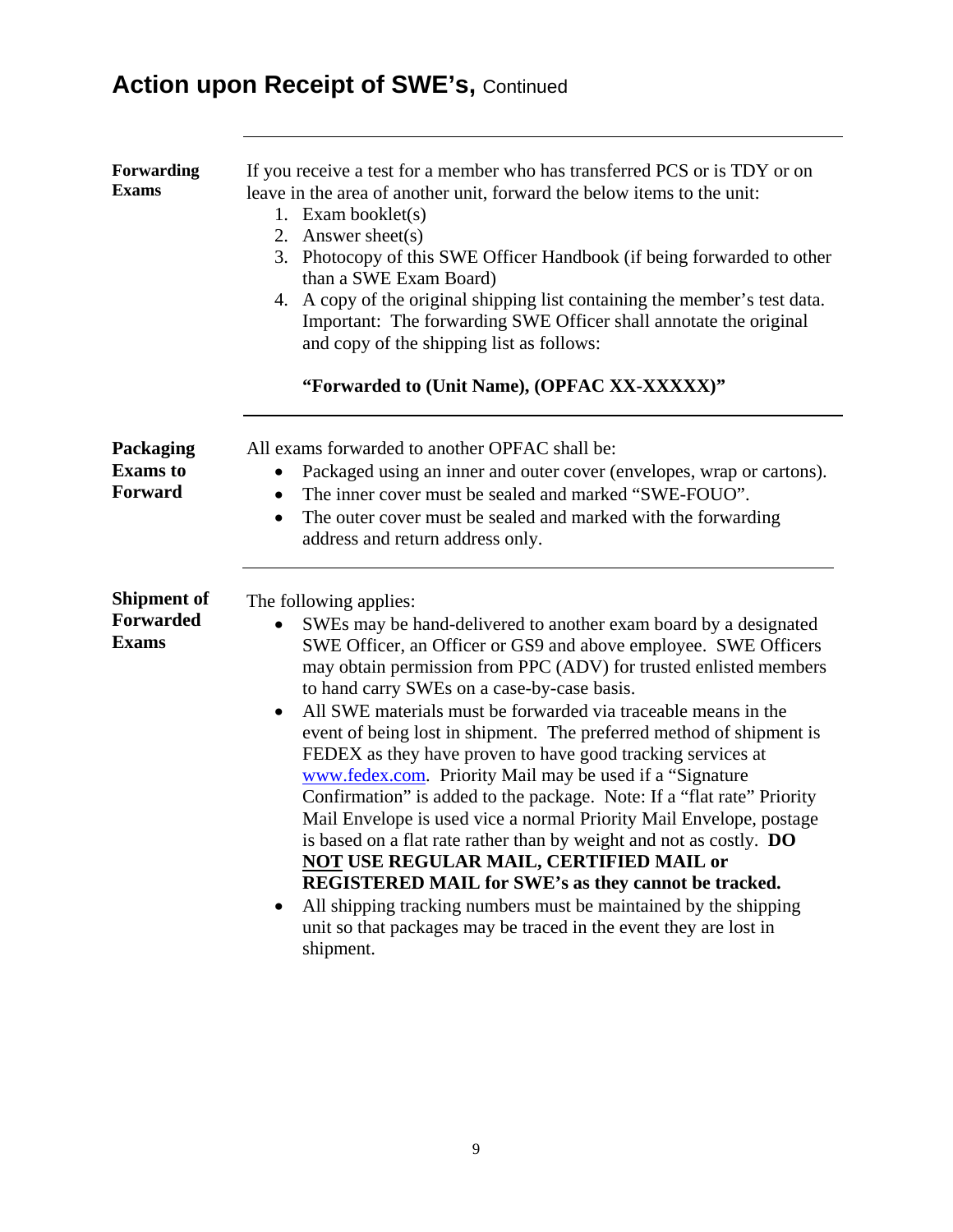# Action upon Receipt of SWE's, Continued

---

**Forwarding Exams**

If you receive a test for a member who has transferred PCS or is TDY or on leave in the area of another unit, forward the below items to the unit:

1. Exam booklet(s)
2. Answer sheet(s)
3. Photocopy of this SWE Officer Handbook (if being forwarded to other than a SWE Exam Board)
4. A copy of the original shipping list containing the member's test data. Important: The forwarding SWE Officer shall annotate the original and copy of the shipping list as follows:

   **"Forwarded to (Unit Name), (OPFAC XX-XXXXX)"**

---

**Packaging Exams to Forward**

All exams forwarded to another OPFAC shall be:

- Packaged using an inner and outer cover (envelopes, wrap or cartons).
- The inner cover must be sealed and marked "SWE-FOUO".
- The outer cover must be sealed and marked with the forwarding address and return address only.

---

**Shipment of Forwarded Exams**

The following applies:

- SWEs may be hand-delivered to another exam board by a designated SWE Officer, an Officer or GS9 and above employee. SWE Officers may obtain permission from PPC (ADV) for trusted enlisted members to hand carry SWEs on a case-by-case basis.
- All SWE materials must be forwarded via traceable means in the event of being lost in shipment. The preferred method of shipment is FEDEX as they have proven to have good tracking services at www.fedex.com. Priority Mail may be used if a "Signature Confirmation" is added to the package. Note: If a "flat rate" Priority Mail Envelope is used vice a normal Priority Mail Envelope, postage is based on a flat rate rather than by weight and not as costly. **DO <u>NOT</u> USE REGULAR MAIL, CERTIFIED MAIL or REGISTERED MAIL for SWE's as they cannot be tracked.**
- All shipping tracking numbers must be maintained by the shipping unit so that packages may be traced in the event they are lost in shipment.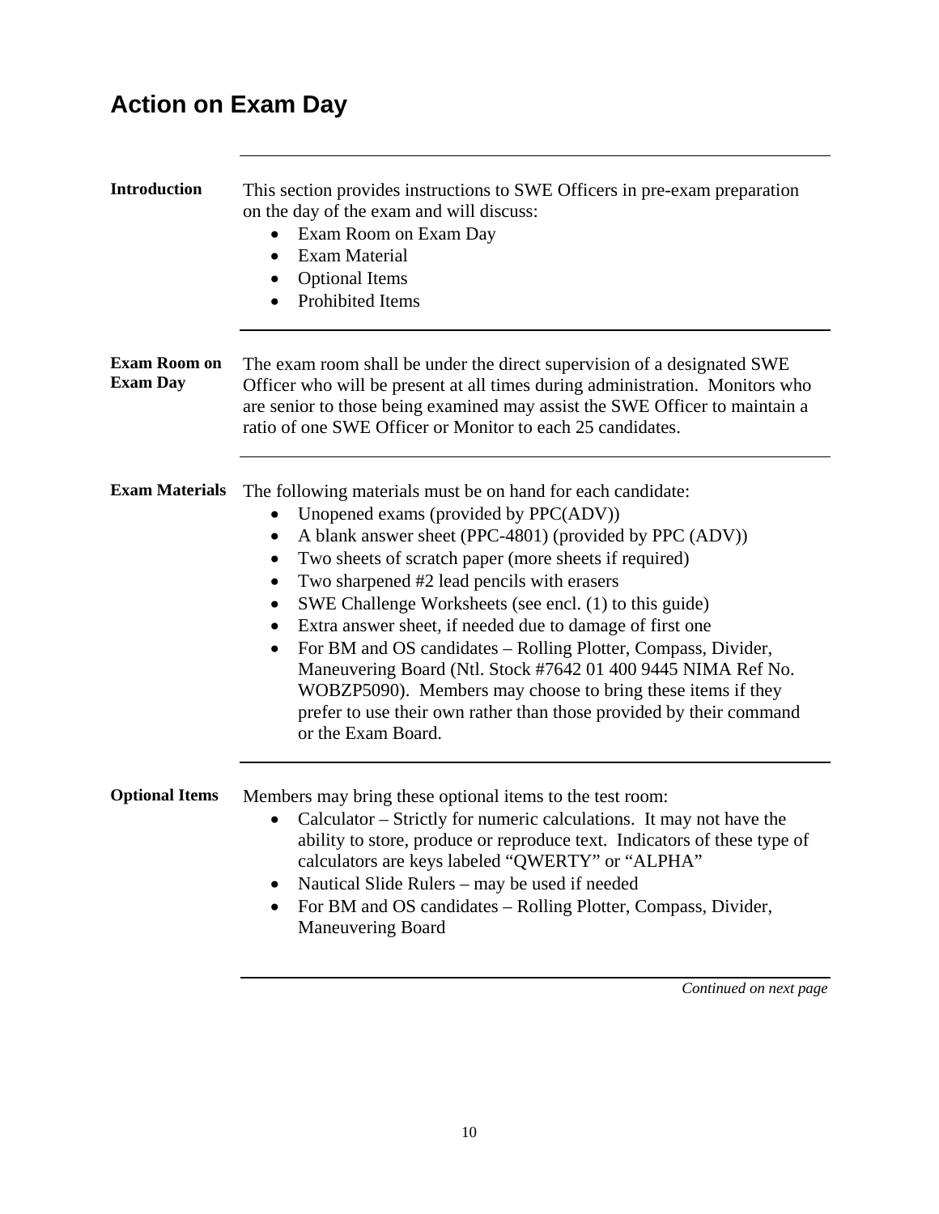# Action on Exam Day

**Introduction**

This section provides instructions to SWE Officers in pre-exam preparation on the day of the exam and will discuss:

- Exam Room on Exam Day
- Exam Material
- Optional Items
- Prohibited Items

**Exam Room on Exam Day**

The exam room shall be under the direct supervision of a designated SWE Officer who will be present at all times during administration. Monitors who are senior to those being examined may assist the SWE Officer to maintain a ratio of one SWE Officer or Monitor to each 25 candidates.

**Exam Materials**

The following materials must be on hand for each candidate:

- Unopened exams (provided by PPC(ADV))
- A blank answer sheet (PPC-4801) (provided by PPC (ADV))
- Two sheets of scratch paper (more sheets if required)
- Two sharpened #2 lead pencils with erasers
- SWE Challenge Worksheets (see encl. (1) to this guide)
- Extra answer sheet, if needed due to damage of first one
- For BM and OS candidates – Rolling Plotter, Compass, Divider, Maneuvering Board (Ntl. Stock #7642 01 400 9445 NIMA Ref No. WOBZP5090). Members may choose to bring these items if they prefer to use their own rather than those provided by their command or the Exam Board.

**Optional Items**

Members may bring these optional items to the test room:

- Calculator – Strictly for numeric calculations. It may not have the ability to store, produce or reproduce text. Indicators of these type of calculators are keys labeled "QWERTY" or "ALPHA"
- Nautical Slide Rulers – may be used if needed
- For BM and OS candidates – Rolling Plotter, Compass, Divider, Maneuvering Board

*Continued on next page*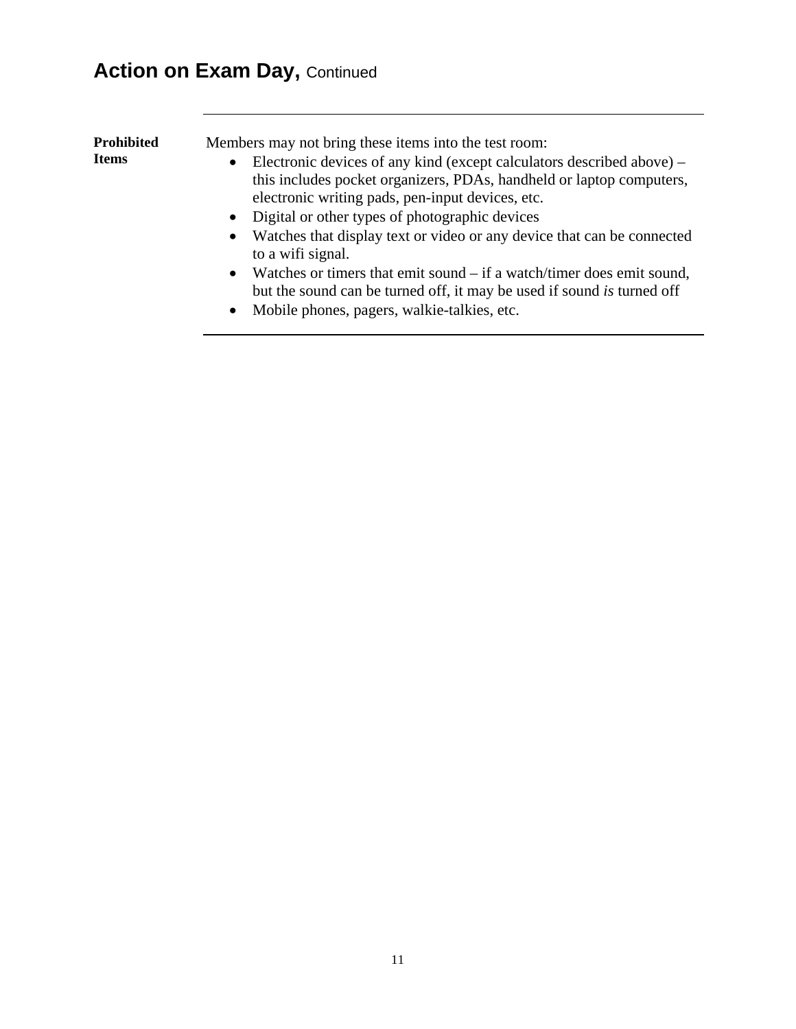# Action on Exam Day, Continued

**Prohibited Items**

Members may not bring these items into the test room:

- Electronic devices of any kind (except calculators described above) – this includes pocket organizers, PDAs, handheld or laptop computers, electronic writing pads, pen-input devices, etc.
- Digital or other types of photographic devices
- Watches that display text or video or any device that can be connected to a wifi signal.
- Watches or timers that emit sound – if a watch/timer does emit sound, but the sound can be turned off, it may be used if sound *is* turned off
- Mobile phones, pagers, walkie-talkies, etc.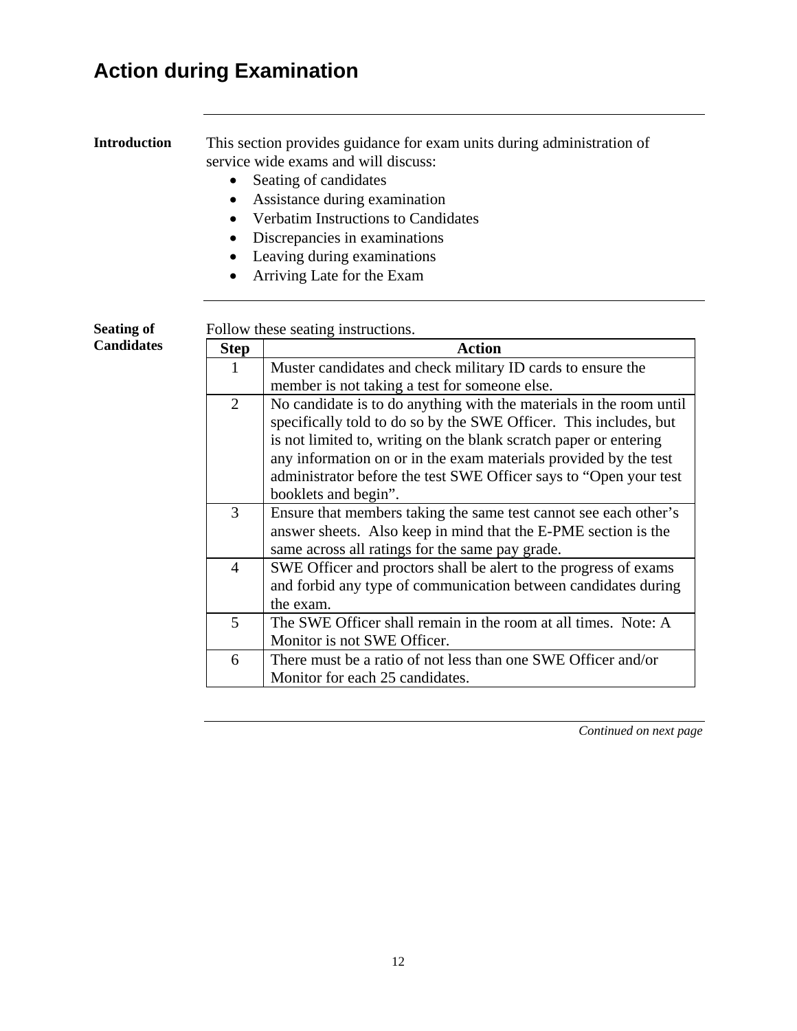# Action during Examination

**Introduction**

This section provides guidance for exam units during administration of service wide exams and will discuss:

- Seating of candidates
- Assistance during examination
- Verbatim Instructions to Candidates
- Discrepancies in examinations
- Leaving during examinations
- Arriving Late for the Exam

**Seating of Candidates**

Follow these seating instructions.

| Step | Action |
|---|---|
| 1 | Muster candidates and check military ID cards to ensure the member is not taking a test for someone else. |
| 2 | No candidate is to do anything with the materials in the room until specifically told to do so by the SWE Officer. This includes, but is not limited to, writing on the blank scratch paper or entering any information on or in the exam materials provided by the test administrator before the test SWE Officer says to "Open your test booklets and begin". |
| 3 | Ensure that members taking the same test cannot see each other's answer sheets. Also keep in mind that the E-PME section is the same across all ratings for the same pay grade. |
| 4 | SWE Officer and proctors shall be alert to the progress of exams and forbid any type of communication between candidates during the exam. |
| 5 | The SWE Officer shall remain in the room at all times. Note: A Monitor is not SWE Officer. |
| 6 | There must be a ratio of not less than one SWE Officer and/or Monitor for each 25 candidates. |

*Continued on next page*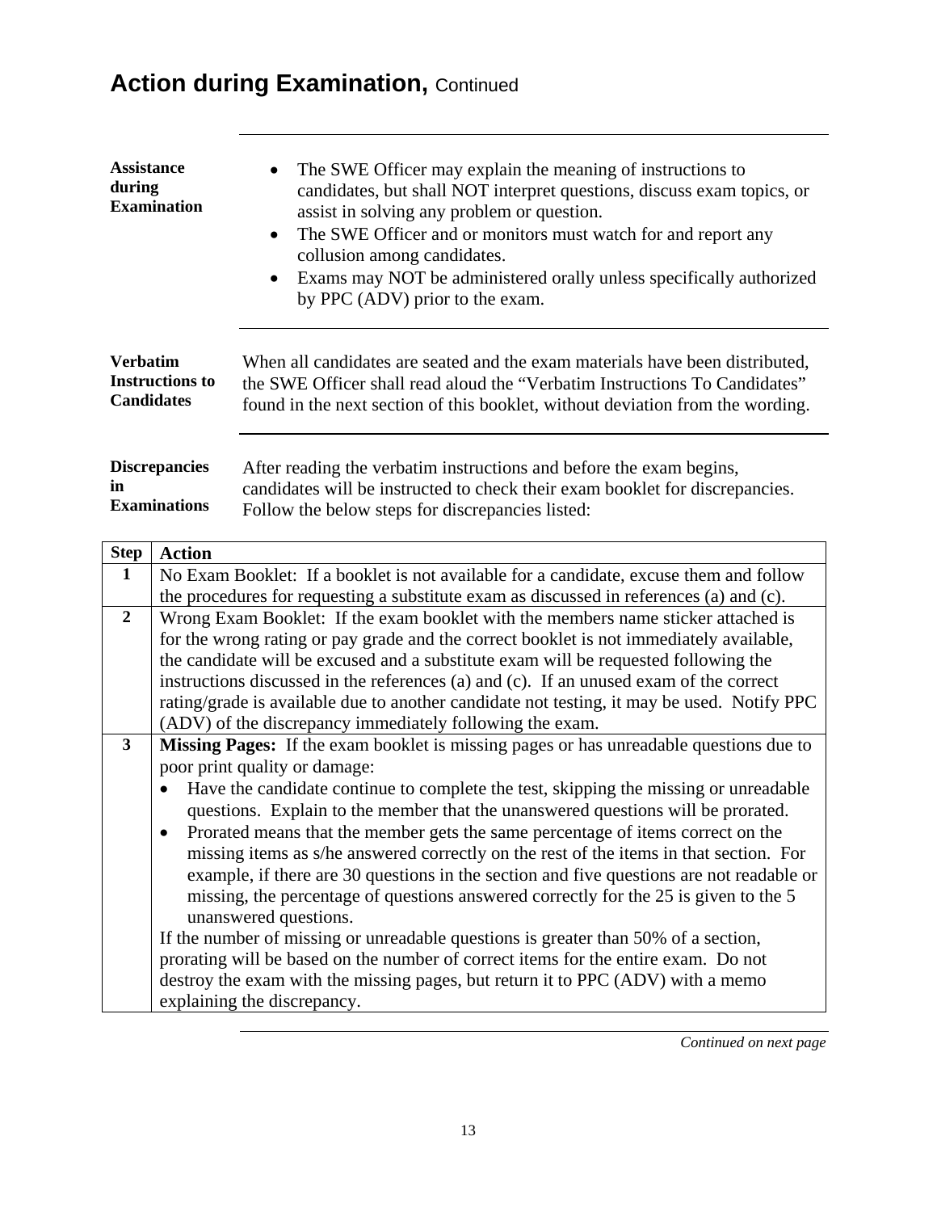# Action during Examination, Continued

**Assistance during Examination**

- The SWE Officer may explain the meaning of instructions to candidates, but shall NOT interpret questions, discuss exam topics, or assist in solving any problem or question.
- The SWE Officer and or monitors must watch for and report any collusion among candidates.
- Exams may NOT be administered orally unless specifically authorized by PPC (ADV) prior to the exam.

**Verbatim Instructions to Candidates**

When all candidates are seated and the exam materials have been distributed, the SWE Officer shall read aloud the "Verbatim Instructions To Candidates" found in the next section of this booklet, without deviation from the wording.

**Discrepancies in Examinations**

After reading the verbatim instructions and before the exam begins, candidates will be instructed to check their exam booklet for discrepancies. Follow the below steps for discrepancies listed:

| Step | Action |
|---|---|
| 1 | No Exam Booklet: If a booklet is not available for a candidate, excuse them and follow the procedures for requesting a substitute exam as discussed in references (a) and (c). |
| 2 | Wrong Exam Booklet: If the exam booklet with the members name sticker attached is for the wrong rating or pay grade and the correct booklet is not immediately available, the candidate will be excused and a substitute exam will be requested following the instructions discussed in the references (a) and (c). If an unused exam of the correct rating/grade is available due to another candidate not testing, it may be used. Notify PPC (ADV) of the discrepancy immediately following the exam. |
| 3 | **Missing Pages:** If the exam booklet is missing pages or has unreadable questions due to poor print quality or damage:<br>• Have the candidate continue to complete the test, skipping the missing or unreadable questions. Explain to the member that the unanswered questions will be prorated.<br>• Prorated means that the member gets the same percentage of items correct on the missing items as s/he answered correctly on the rest of the items in that section. For example, if there are 30 questions in the section and five questions are not readable or missing, the percentage of questions answered correctly for the 25 is given to the 5 unanswered questions.<br>If the number of missing or unreadable questions is greater than 50% of a section, prorating will be based on the number of correct items for the entire exam. Do not destroy the exam with the missing pages, but return it to PPC (ADV) with a memo explaining the discrepancy. |

*Continued on next page*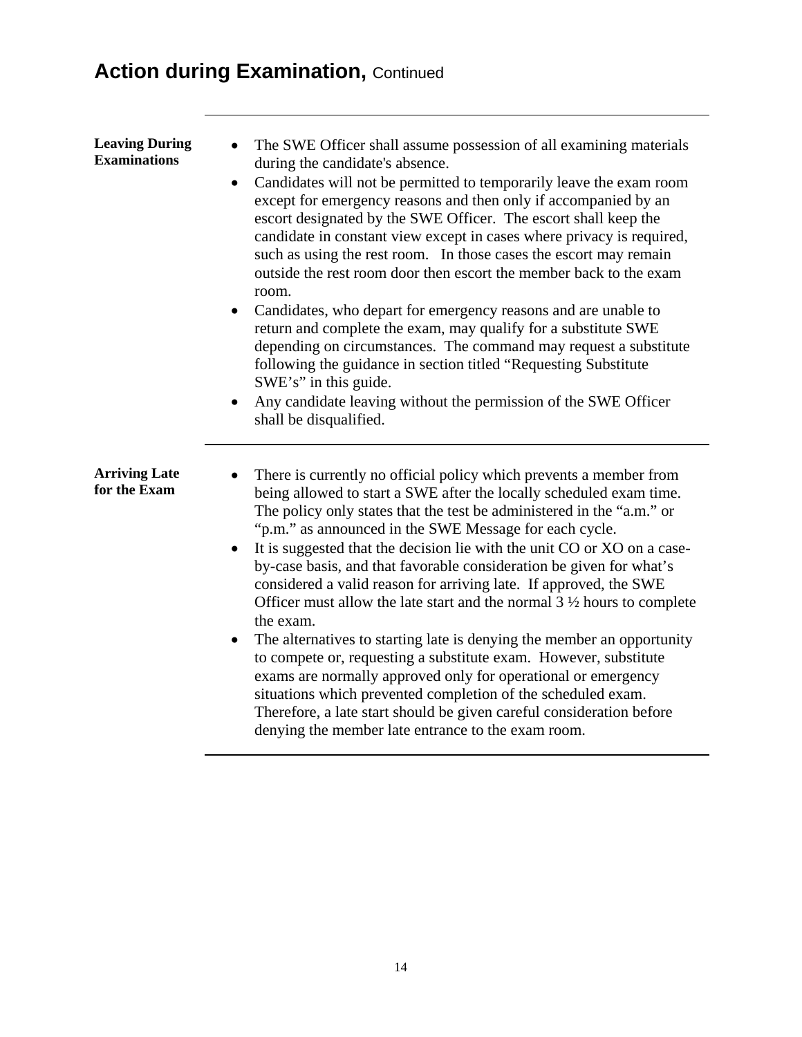## Action during Examination, Continued

**Leaving During Examinations**

- The SWE Officer shall assume possession of all examining materials during the candidate's absence.
- Candidates will not be permitted to temporarily leave the exam room except for emergency reasons and then only if accompanied by an escort designated by the SWE Officer. The escort shall keep the candidate in constant view except in cases where privacy is required, such as using the rest room. In those cases the escort may remain outside the rest room door then escort the member back to the exam room.
- Candidates, who depart for emergency reasons and are unable to return and complete the exam, may qualify for a substitute SWE depending on circumstances. The command may request a substitute following the guidance in section titled "Requesting Substitute SWE's" in this guide.
- Any candidate leaving without the permission of the SWE Officer shall be disqualified.

**Arriving Late for the Exam**

- There is currently no official policy which prevents a member from being allowed to start a SWE after the locally scheduled exam time. The policy only states that the test be administered in the "a.m." or "p.m." as announced in the SWE Message for each cycle.
- It is suggested that the decision lie with the unit CO or XO on a case-by-case basis, and that favorable consideration be given for what's considered a valid reason for arriving late. If approved, the SWE Officer must allow the late start and the normal 3 ½ hours to complete the exam.
- The alternatives to starting late is denying the member an opportunity to compete or, requesting a substitute exam. However, substitute exams are normally approved only for operational or emergency situations which prevented completion of the scheduled exam. Therefore, a late start should be given careful consideration before denying the member late entrance to the exam room.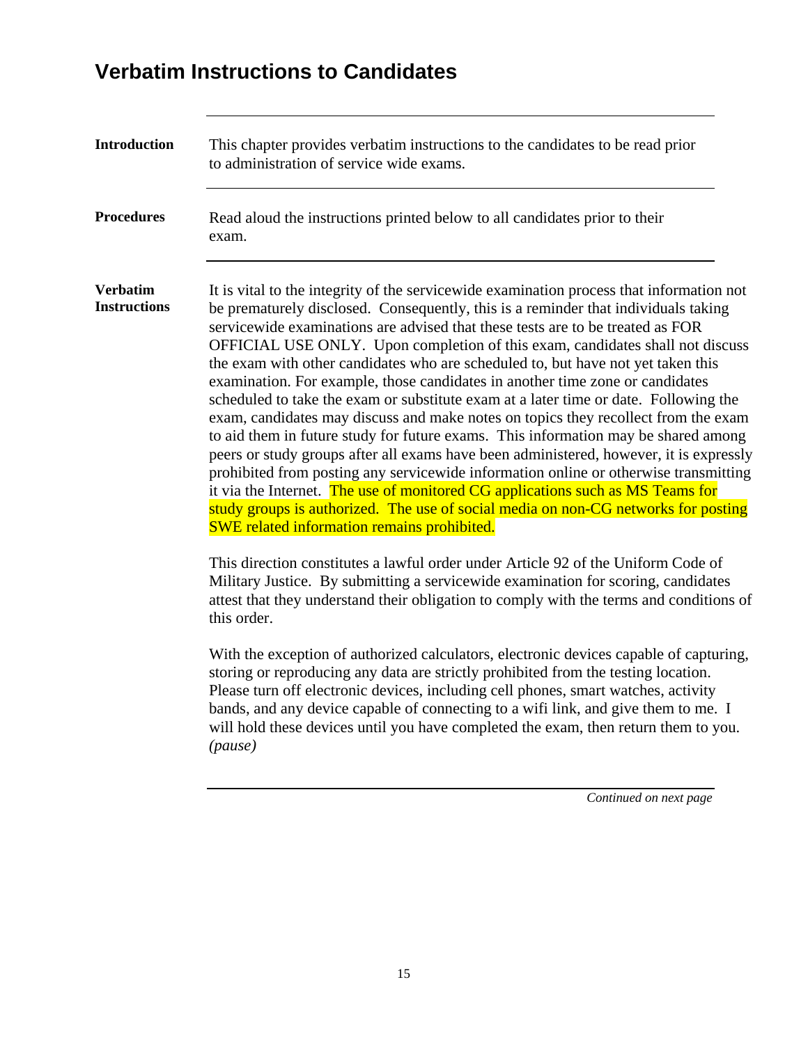# Verbatim Instructions to Candidates

**Introduction**

This chapter provides verbatim instructions to the candidates to be read prior to administration of service wide exams.

**Procedures**

Read aloud the instructions printed below to all candidates prior to their exam.

**Verbatim Instructions**

It is vital to the integrity of the servicewide examination process that information not be prematurely disclosed. Consequently, this is a reminder that individuals taking servicewide examinations are advised that these tests are to be treated as FOR OFFICIAL USE ONLY. Upon completion of this exam, candidates shall not discuss the exam with other candidates who are scheduled to, but have not yet taken this examination. For example, those candidates in another time zone or candidates scheduled to take the exam or substitute exam at a later time or date. Following the exam, candidates may discuss and make notes on topics they recollect from the exam to aid them in future study for future exams. This information may be shared among peers or study groups after all exams have been administered, however, it is expressly prohibited from posting any servicewide information online or otherwise transmitting it via the Internet. The use of monitored CG applications such as MS Teams for study groups is authorized. The use of social media on non-CG networks for posting SWE related information remains prohibited.

This direction constitutes a lawful order under Article 92 of the Uniform Code of Military Justice. By submitting a servicewide examination for scoring, candidates attest that they understand their obligation to comply with the terms and conditions of this order.

With the exception of authorized calculators, electronic devices capable of capturing, storing or reproducing any data are strictly prohibited from the testing location. Please turn off electronic devices, including cell phones, smart watches, activity bands, and any device capable of connecting to a wifi link, and give them to me. I will hold these devices until you have completed the exam, then return them to you. *(pause)*

*Continued on next page*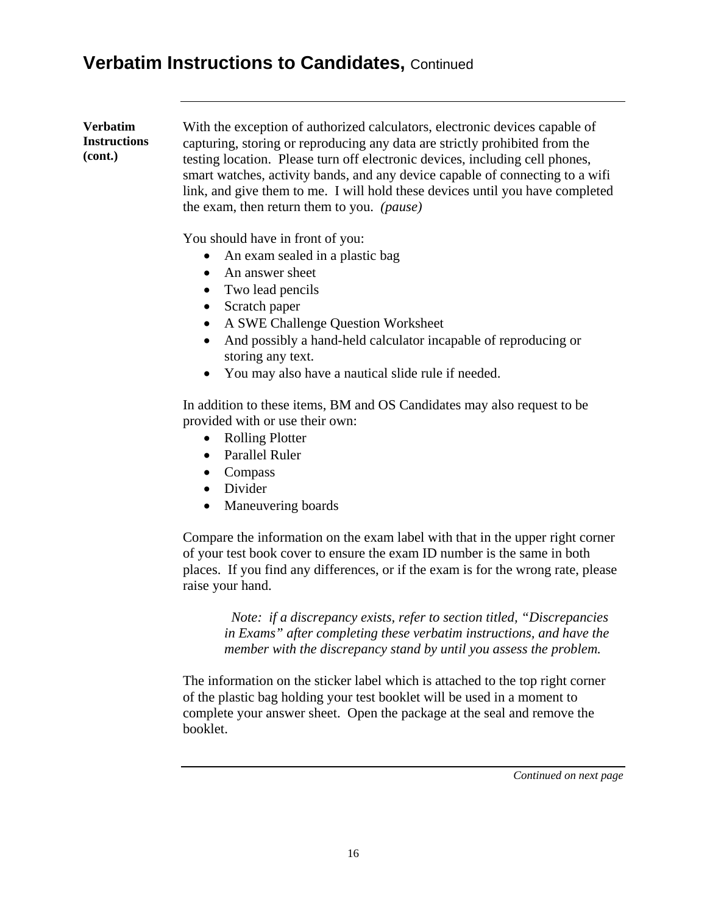# Verbatim Instructions to Candidates, Continued

**Verbatim Instructions (cont.)**

With the exception of authorized calculators, electronic devices capable of capturing, storing or reproducing any data are strictly prohibited from the testing location. Please turn off electronic devices, including cell phones, smart watches, activity bands, and any device capable of connecting to a wifi link, and give them to me. I will hold these devices until you have completed the exam, then return them to you. *(pause)*

You should have in front of you:

- An exam sealed in a plastic bag
- An answer sheet
- Two lead pencils
- Scratch paper
- A SWE Challenge Question Worksheet
- And possibly a hand-held calculator incapable of reproducing or storing any text.
- You may also have a nautical slide rule if needed.

In addition to these items, BM and OS Candidates may also request to be provided with or use their own:

- Rolling Plotter
- Parallel Ruler
- Compass
- Divider
- Maneuvering boards

Compare the information on the exam label with that in the upper right corner of your test book cover to ensure the exam ID number is the same in both places. If you find any differences, or if the exam is for the wrong rate, please raise your hand.

> *Note: if a discrepancy exists, refer to section titled, "Discrepancies in Exams" after completing these verbatim instructions, and have the member with the discrepancy stand by until you assess the problem.*

The information on the sticker label which is attached to the top right corner of the plastic bag holding your test booklet will be used in a moment to complete your answer sheet. Open the package at the seal and remove the booklet.

*Continued on next page*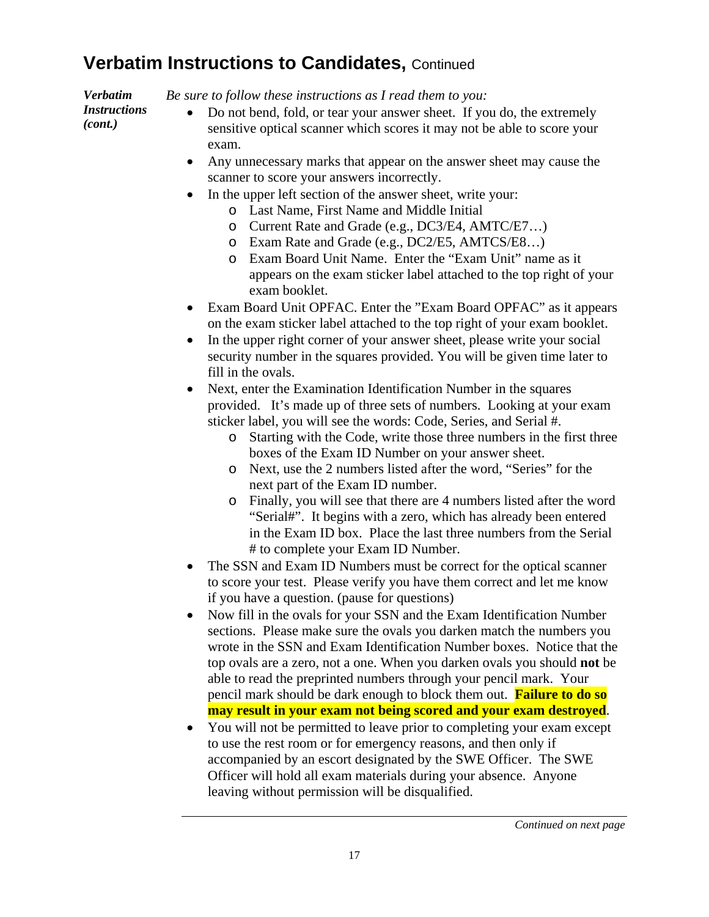## Verbatim Instructions to Candidates, Continued

***Verbatim Instructions (cont.)***

*Be sure to follow these instructions as I read them to you:*

- Do not bend, fold, or tear your answer sheet. If you do, the extremely sensitive optical scanner which scores it may not be able to score your exam.
- Any unnecessary marks that appear on the answer sheet may cause the scanner to score your answers incorrectly.
- In the upper left section of the answer sheet, write your:
  - Last Name, First Name and Middle Initial
  - Current Rate and Grade (e.g., DC3/E4, AMTC/E7…)
  - Exam Rate and Grade (e.g., DC2/E5, AMTCS/E8…)
  - Exam Board Unit Name. Enter the "Exam Unit" name as it appears on the exam sticker label attached to the top right of your exam booklet.
- Exam Board Unit OPFAC. Enter the "Exam Board OPFAC" as it appears on the exam sticker label attached to the top right of your exam booklet.
- In the upper right corner of your answer sheet, please write your social security number in the squares provided. You will be given time later to fill in the ovals.
- Next, enter the Examination Identification Number in the squares provided. It's made up of three sets of numbers. Looking at your exam sticker label, you will see the words: Code, Series, and Serial #.
  - Starting with the Code, write those three numbers in the first three boxes of the Exam ID Number on your answer sheet.
  - Next, use the 2 numbers listed after the word, "Series" for the next part of the Exam ID number.
  - Finally, you will see that there are 4 numbers listed after the word "Serial#". It begins with a zero, which has already been entered in the Exam ID box. Place the last three numbers from the Serial # to complete your Exam ID Number.
- The SSN and Exam ID Numbers must be correct for the optical scanner to score your test. Please verify you have them correct and let me know if you have a question. (pause for questions)
- Now fill in the ovals for your SSN and the Exam Identification Number sections. Please make sure the ovals you darken match the numbers you wrote in the SSN and Exam Identification Number boxes. Notice that the top ovals are a zero, not a one. When you darken ovals you should **not** be able to read the preprinted numbers through your pencil mark. Your pencil mark should be dark enough to block them out. **Failure to do so may result in your exam not being scored and your exam destroyed**.
- You will not be permitted to leave prior to completing your exam except to use the rest room or for emergency reasons, and then only if accompanied by an escort designated by the SWE Officer. The SWE Officer will hold all exam materials during your absence. Anyone leaving without permission will be disqualified.

*Continued on next page*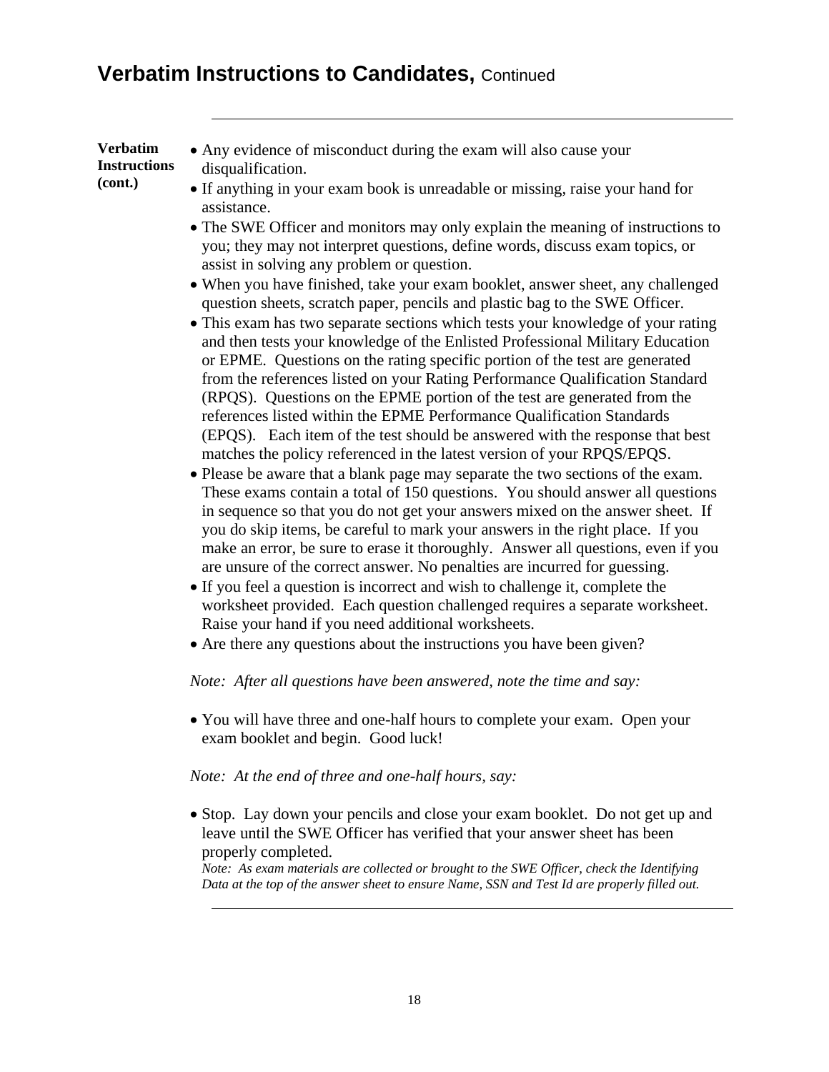# Verbatim Instructions to Candidates, Continued

**Verbatim Instructions (cont.)**

- Any evidence of misconduct during the exam will also cause your disqualification.
- If anything in your exam book is unreadable or missing, raise your hand for assistance.
- The SWE Officer and monitors may only explain the meaning of instructions to you; they may not interpret questions, define words, discuss exam topics, or assist in solving any problem or question.
- When you have finished, take your exam booklet, answer sheet, any challenged question sheets, scratch paper, pencils and plastic bag to the SWE Officer.
- This exam has two separate sections which tests your knowledge of your rating and then tests your knowledge of the Enlisted Professional Military Education or EPME. Questions on the rating specific portion of the test are generated from the references listed on your Rating Performance Qualification Standard (RPQS). Questions on the EPME portion of the test are generated from the references listed within the EPME Performance Qualification Standards (EPQS). Each item of the test should be answered with the response that best matches the policy referenced in the latest version of your RPQS/EPQS.
- Please be aware that a blank page may separate the two sections of the exam. These exams contain a total of 150 questions. You should answer all questions in sequence so that you do not get your answers mixed on the answer sheet. If you do skip items, be careful to mark your answers in the right place. If you make an error, be sure to erase it thoroughly. Answer all questions, even if you are unsure of the correct answer. No penalties are incurred for guessing.
- If you feel a question is incorrect and wish to challenge it, complete the worksheet provided. Each question challenged requires a separate worksheet. Raise your hand if you need additional worksheets.
- Are there any questions about the instructions you have been given?

*Note: After all questions have been answered, note the time and say:*

- You will have three and one-half hours to complete your exam. Open your exam booklet and begin. Good luck!

*Note: At the end of three and one-half hours, say:*

- Stop. Lay down your pencils and close your exam booklet. Do not get up and leave until the SWE Officer has verified that your answer sheet has been properly completed.
  *Note: As exam materials are collected or brought to the SWE Officer, check the Identifying Data at the top of the answer sheet to ensure Name, SSN and Test Id are properly filled out.*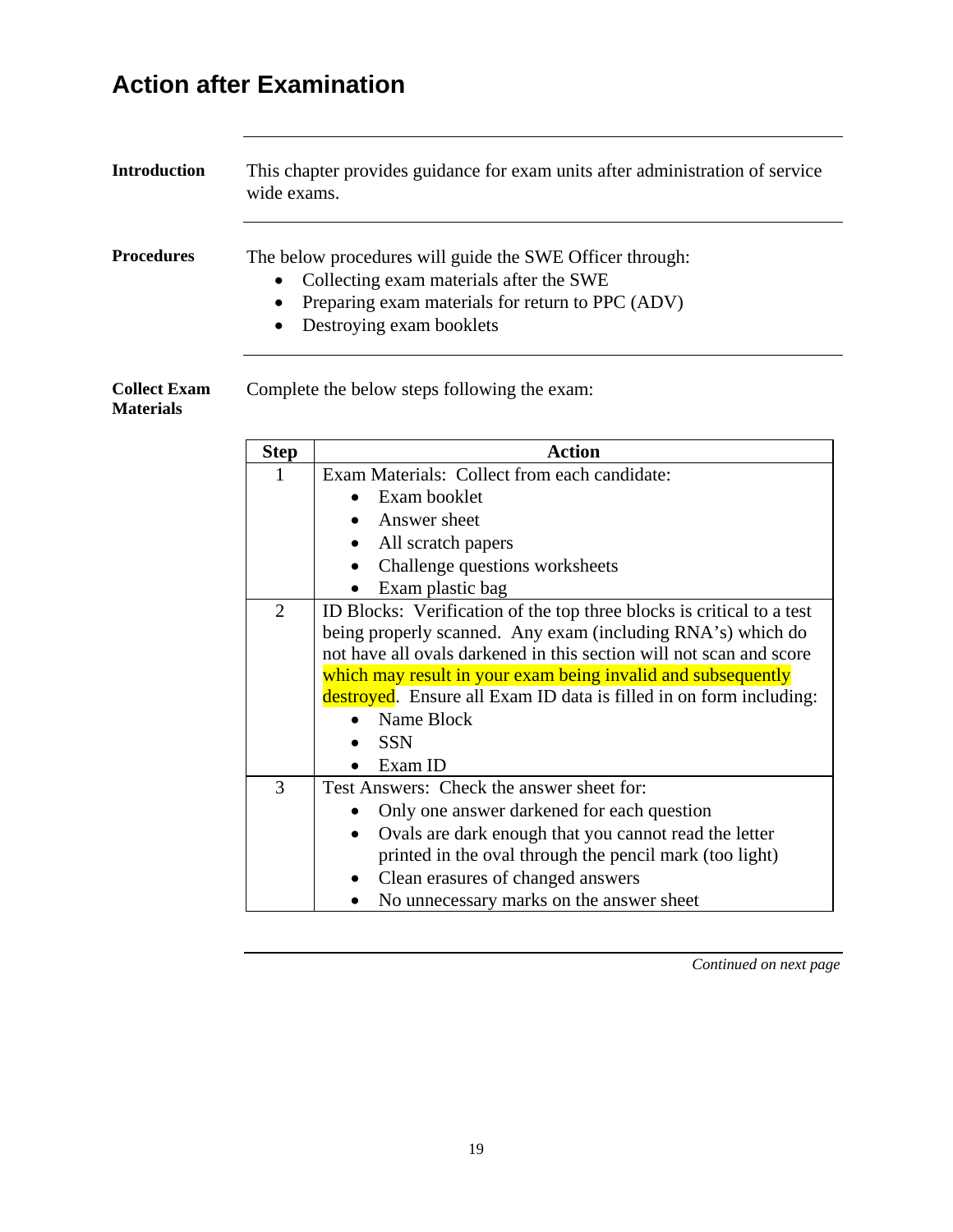# Action after Examination

**Introduction**

This chapter provides guidance for exam units after administration of service wide exams.

**Procedures**

The below procedures will guide the SWE Officer through:

- Collecting exam materials after the SWE
- Preparing exam materials for return to PPC (ADV)
- Destroying exam booklets

**Collect Exam Materials**

Complete the below steps following the exam:

| Step | Action |
|---|---|
| 1 | Exam Materials: Collect from each candidate:<br>• Exam booklet<br>• Answer sheet<br>• All scratch papers<br>• Challenge questions worksheets<br>• Exam plastic bag |
| 2 | ID Blocks: Verification of the top three blocks is critical to a test being properly scanned. Any exam (including RNA's) which do not have all ovals darkened in this section will not scan and score which may result in your exam being invalid and subsequently destroyed. Ensure all Exam ID data is filled in on form including:<br>• Name Block<br>• SSN<br>• Exam ID |
| 3 | Test Answers: Check the answer sheet for:<br>• Only one answer darkened for each question<br>• Ovals are dark enough that you cannot read the letter printed in the oval through the pencil mark (too light)<br>• Clean erasures of changed answers<br>• No unnecessary marks on the answer sheet |

*Continued on next page*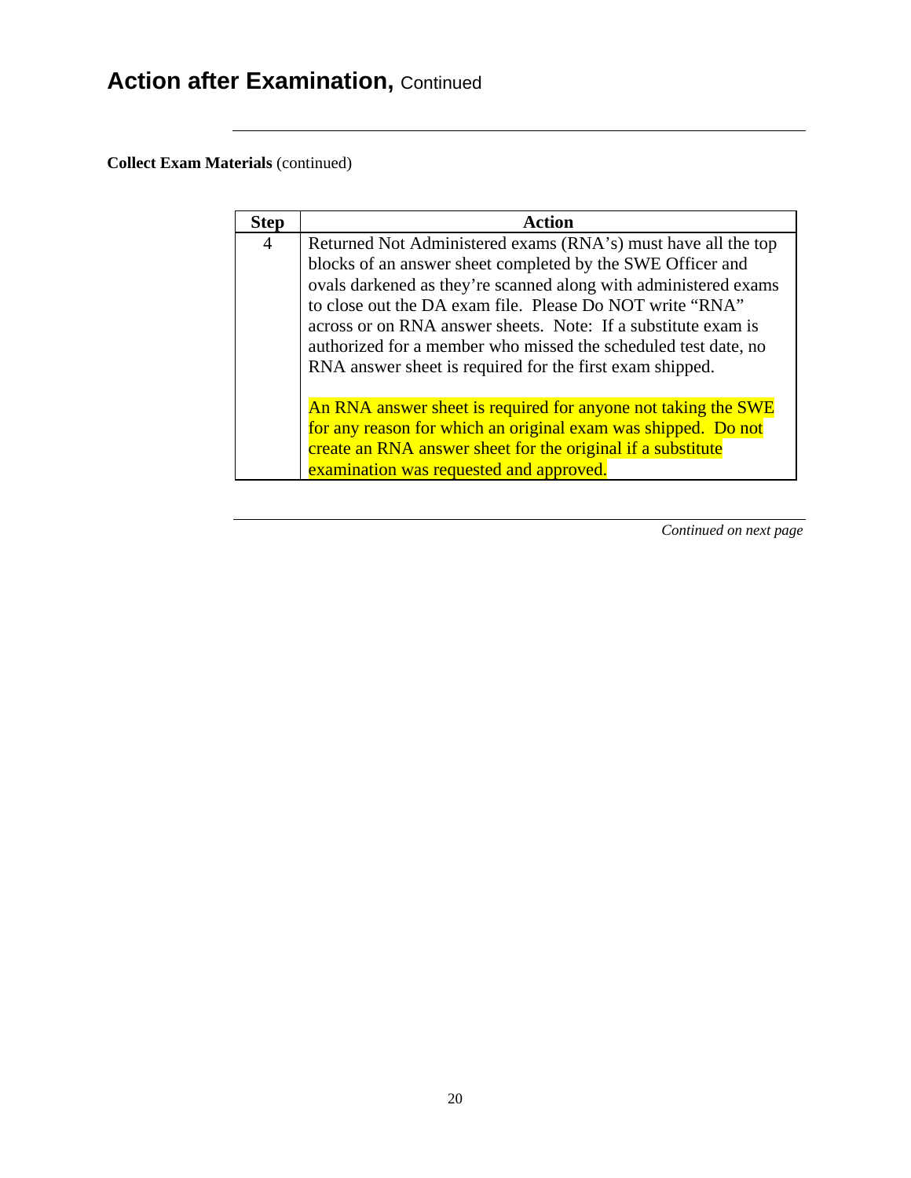# Action after Examination, Continued

**Collect Exam Materials** (continued)

| Step | Action |
|---|---|
| 4 | Returned Not Administered exams (RNA's) must have all the top blocks of an answer sheet completed by the SWE Officer and ovals darkened as they're scanned along with administered exams to close out the DA exam file. Please Do NOT write "RNA" across or on RNA answer sheets. Note: If a substitute exam is authorized for a member who missed the scheduled test date, no RNA answer sheet is required for the first exam shipped.<br><br>An RNA answer sheet is required for anyone not taking the SWE for any reason for which an original exam was shipped. Do not create an RNA answer sheet for the original if a substitute examination was requested and approved. |

*Continued on next page*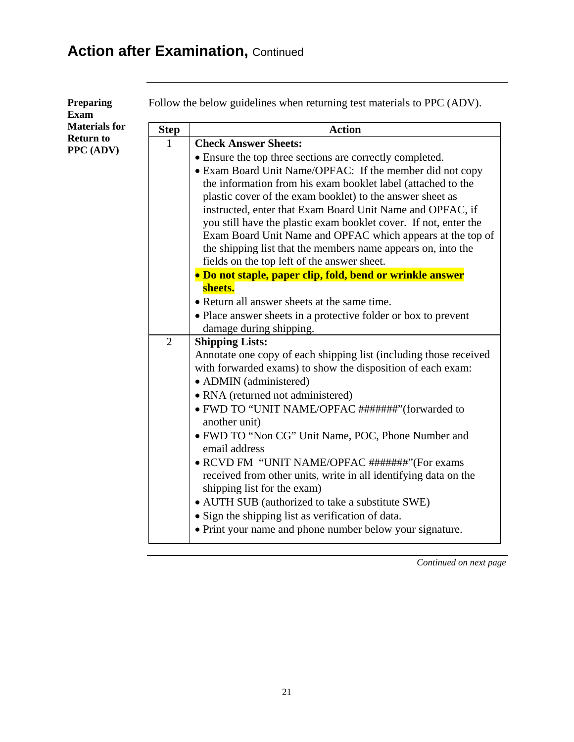## Action after Examination, Continued

**Preparing Exam Materials for Return to PPC (ADV)**

Follow the below guidelines when returning test materials to PPC (ADV).

| Step | Action |
|---|---|
| 1 | **Check Answer Sheets:**<br>• Ensure the top three sections are correctly completed.<br>• Exam Board Unit Name/OPFAC: If the member did not copy the information from his exam booklet label (attached to the plastic cover of the exam booklet) to the answer sheet as instructed, enter that Exam Board Unit Name and OPFAC, if you still have the plastic exam booklet cover. If not, enter the Exam Board Unit Name and OPFAC which appears at the top of the shipping list that the members name appears on, into the fields on the top left of the answer sheet.<br>• **Do not staple, paper clip, fold, bend or wrinkle answer sheets.**<br>• Return all answer sheets at the same time.<br>• Place answer sheets in a protective folder or box to prevent damage during shipping. |
| 2 | **Shipping Lists:**<br>Annotate one copy of each shipping list (including those received with forwarded exams) to show the disposition of each exam:<br>• ADMIN (administered)<br>• RNA (returned not administered)<br>• FWD TO "UNIT NAME/OPFAC #######"(forwarded to another unit)<br>• FWD TO "Non CG" Unit Name, POC, Phone Number and email address<br>• RCVD FM "UNIT NAME/OPFAC #######"(For exams received from other units, write in all identifying data on the shipping list for the exam)<br>• AUTH SUB (authorized to take a substitute SWE)<br>• Sign the shipping list as verification of data.<br>• Print your name and phone number below your signature. |

*Continued on next page*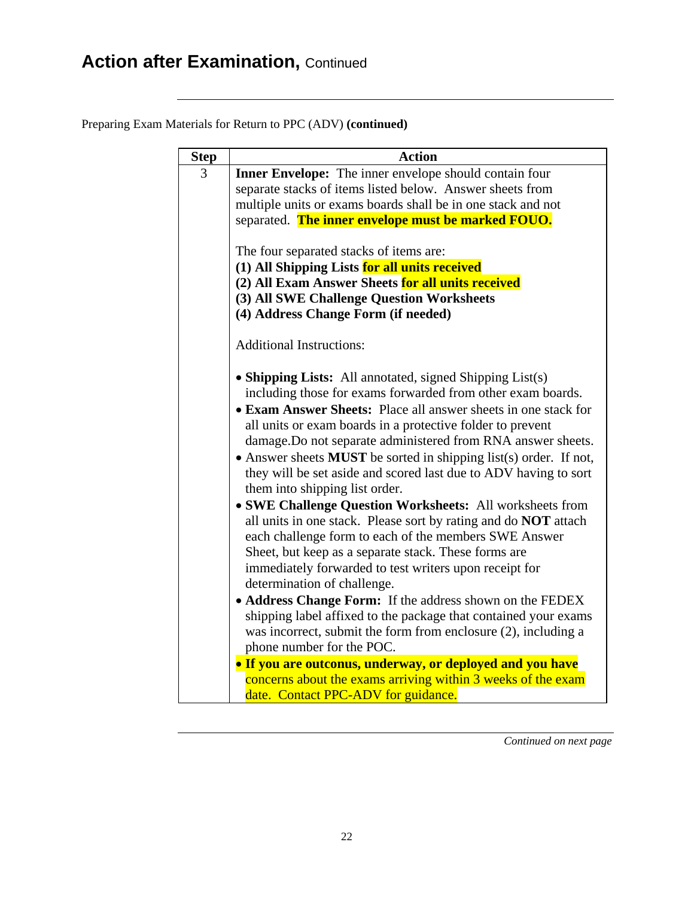## Action after Examination, Continued

Preparing Exam Materials for Return to PPC (ADV) **(continued)**

| Step | Action |
|---|---|
| 3 | **Inner Envelope:** The inner envelope should contain four separate stacks of items listed below. Answer sheets from multiple units or exams boards shall be in one stack and not separated. **The inner envelope must be marked FOUO.**<br><br>The four separated stacks of items are:<br>**(1) All Shipping Lists for all units received**<br>**(2) All Exam Answer Sheets for all units received**<br>**(3) All SWE Challenge Question Worksheets**<br>**(4) Address Change Form (if needed)**<br><br>Additional Instructions:<br><br>• **Shipping Lists:** All annotated, signed Shipping List(s) including those for exams forwarded from other exam boards.<br>• **Exam Answer Sheets:** Place all answer sheets in one stack for all units or exam boards in a protective folder to prevent damage.Do not separate administered from RNA answer sheets.<br>• Answer sheets **MUST** be sorted in shipping list(s) order. If not, they will be set aside and scored last due to ADV having to sort them into shipping list order.<br>• **SWE Challenge Question Worksheets:** All worksheets from all units in one stack. Please sort by rating and do **NOT** attach each challenge form to each of the members SWE Answer Sheet, but keep as a separate stack. These forms are immediately forwarded to test writers upon receipt for determination of challenge.<br>• **Address Change Form:** If the address shown on the FEDEX shipping label affixed to the package that contained your exams was incorrect, submit the form from enclosure (2), including a phone number for the POC.<br>• **If you are outconus, underway, or deployed and you have** concerns about the exams arriving within 3 weeks of the exam date. Contact PPC-ADV for guidance. |

*Continued on next page*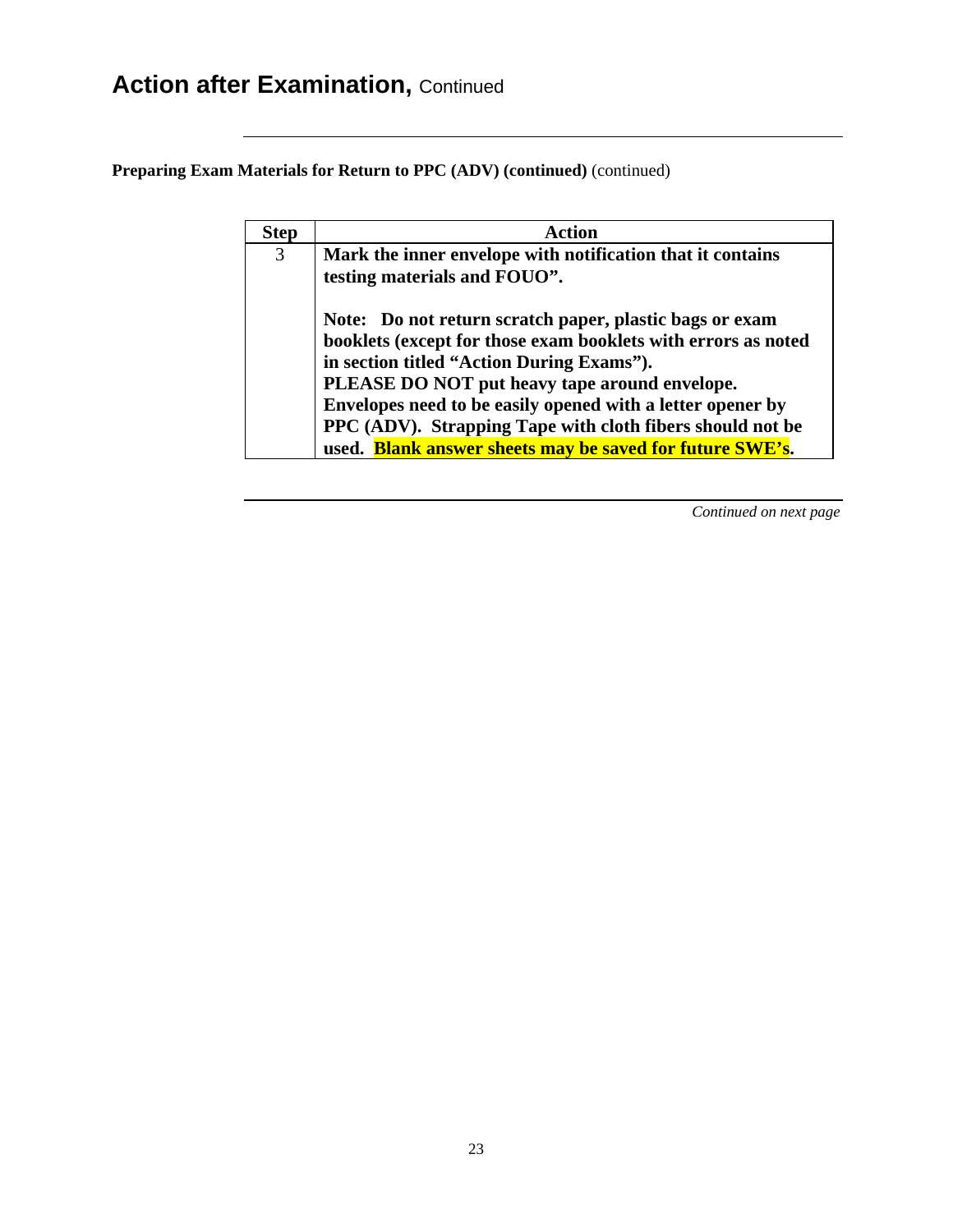# Action after Examination, Continued

**Preparing Exam Materials for Return to PPC (ADV) (continued)** (continued)

| Step | Action |
|---|---|
| 3 | **Mark the inner envelope with notification that it contains testing materials and FOUO".** <br><br> **Note: Do not return scratch paper, plastic bags or exam booklets (except for those exam booklets with errors as noted in section titled "Action During Exams").** <br> **PLEASE DO NOT put heavy tape around envelope. Envelopes need to be easily opened with a letter opener by PPC (ADV). Strapping Tape with cloth fibers should not be used. Blank answer sheets may be saved for future SWE's.** |

*Continued on next page*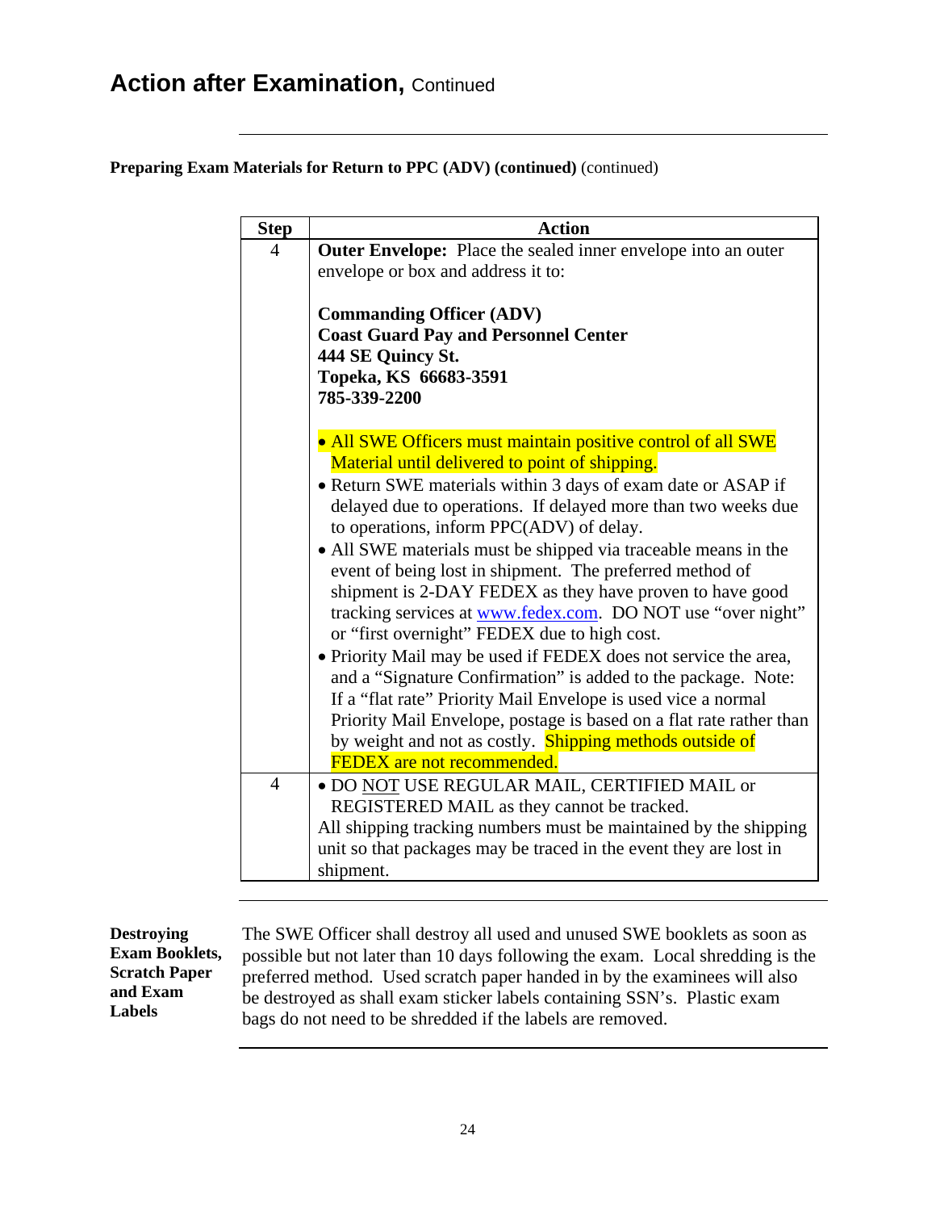# Action after Examination, Continued

**Preparing Exam Materials for Return to PPC (ADV) (continued)** (continued)

| Step | Action |
|---|---|
| 4 | **Outer Envelope:** Place the sealed inner envelope into an outer envelope or box and address it to:<br><br>**Commanding Officer (ADV)**<br>**Coast Guard Pay and Personnel Center**<br>**444 SE Quincy St.**<br>**Topeka, KS 66683-3591**<br>**785-339-2200**<br><br>• All SWE Officers must maintain positive control of all SWE Material until delivered to point of shipping.<br>• Return SWE materials within 3 days of exam date or ASAP if delayed due to operations. If delayed more than two weeks due to operations, inform PPC(ADV) of delay.<br>• All SWE materials must be shipped via traceable means in the event of being lost in shipment. The preferred method of shipment is 2-DAY FEDEX as they have proven to have good tracking services at www.fedex.com. DO NOT use "over night" or "first overnight" FEDEX due to high cost.<br>• Priority Mail may be used if FEDEX does not service the area, and a "Signature Confirmation" is added to the package. Note: If a "flat rate" Priority Mail Envelope is used vice a normal Priority Mail Envelope, postage is based on a flat rate rather than by weight and not as costly. Shipping methods outside of FEDEX are not recommended. |
| 4 | • DO NOT USE REGULAR MAIL, CERTIFIED MAIL or REGISTERED MAIL as they cannot be tracked.<br>All shipping tracking numbers must be maintained by the shipping unit so that packages may be traced in the event they are lost in shipment. |

**Destroying Exam Booklets, Scratch Paper and Exam Labels**

The SWE Officer shall destroy all used and unused SWE booklets as soon as possible but not later than 10 days following the exam. Local shredding is the preferred method. Used scratch paper handed in by the examinees will also be destroyed as shall exam sticker labels containing SSN's. Plastic exam bags do not need to be shredded if the labels are removed.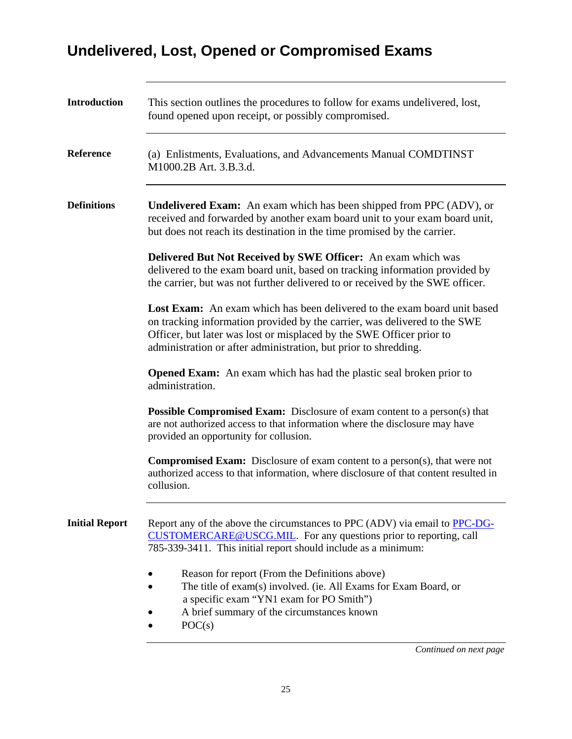# Undelivered, Lost, Opened or Compromised Exams

**Introduction**

This section outlines the procedures to follow for exams undelivered, lost, found opened upon receipt, or possibly compromised.

**Reference**

(a) Enlistments, Evaluations, and Advancements Manual COMDTINST M1000.2B Art. 3.B.3.d.

**Definitions**

**Undelivered Exam:** An exam which has been shipped from PPC (ADV), or received and forwarded by another exam board unit to your exam board unit, but does not reach its destination in the time promised by the carrier.

**Delivered But Not Received by SWE Officer:** An exam which was delivered to the exam board unit, based on tracking information provided by the carrier, but was not further delivered to or received by the SWE officer.

**Lost Exam:** An exam which has been delivered to the exam board unit based on tracking information provided by the carrier, was delivered to the SWE Officer, but later was lost or misplaced by the SWE Officer prior to administration or after administration, but prior to shredding.

**Opened Exam:** An exam which has had the plastic seal broken prior to administration.

**Possible Compromised Exam:** Disclosure of exam content to a person(s) that are not authorized access to that information where the disclosure may have provided an opportunity for collusion.

**Compromised Exam:** Disclosure of exam content to a person(s), that were not authorized access to that information, where disclosure of that content resulted in collusion.

**Initial Report**

Report any of the above the circumstances to PPC (ADV) via email to [PPC-DG-CUSTOMERCARE@USCG.MIL](mailto:PPC-DG-CUSTOMERCARE@USCG.MIL). For any questions prior to reporting, call 785-339-3411. This initial report should include as a minimum:

- Reason for report (From the Definitions above)
- The title of exam(s) involved. (ie. All Exams for Exam Board, or a specific exam "YN1 exam for PO Smith")
- A brief summary of the circumstances known
- POC(s)

*Continued on next page*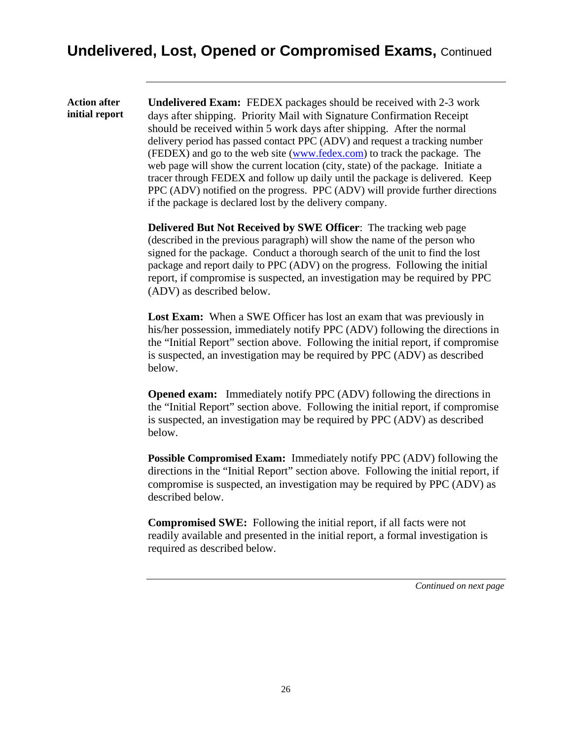## Undelivered, Lost, Opened or Compromised Exams, Continued

**Action after initial report**

**Undelivered Exam:** FEDEX packages should be received with 2-3 work days after shipping. Priority Mail with Signature Confirmation Receipt should be received within 5 work days after shipping. After the normal delivery period has passed contact PPC (ADV) and request a tracking number (FEDEX) and go to the web site (www.fedex.com) to track the package. The web page will show the current location (city, state) of the package. Initiate a tracer through FEDEX and follow up daily until the package is delivered. Keep PPC (ADV) notified on the progress. PPC (ADV) will provide further directions if the package is declared lost by the delivery company.

**Delivered But Not Received by SWE Officer**: The tracking web page (described in the previous paragraph) will show the name of the person who signed for the package. Conduct a thorough search of the unit to find the lost package and report daily to PPC (ADV) on the progress. Following the initial report, if compromise is suspected, an investigation may be required by PPC (ADV) as described below.

**Lost Exam:** When a SWE Officer has lost an exam that was previously in his/her possession, immediately notify PPC (ADV) following the directions in the "Initial Report" section above. Following the initial report, if compromise is suspected, an investigation may be required by PPC (ADV) as described below.

**Opened exam:** Immediately notify PPC (ADV) following the directions in the "Initial Report" section above. Following the initial report, if compromise is suspected, an investigation may be required by PPC (ADV) as described below.

**Possible Compromised Exam:** Immediately notify PPC (ADV) following the directions in the "Initial Report" section above. Following the initial report, if compromise is suspected, an investigation may be required by PPC (ADV) as described below.

**Compromised SWE:** Following the initial report, if all facts were not readily available and presented in the initial report, a formal investigation is required as described below.

*Continued on next page*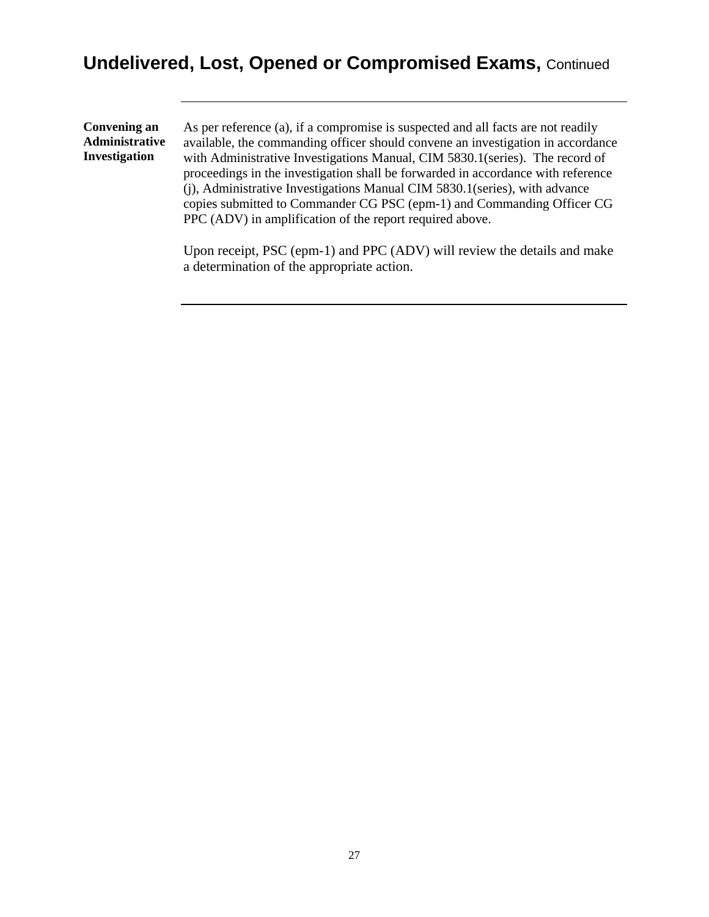# Undelivered, Lost, Opened or Compromised Exams, Continued

**Convening an Administrative Investigation**

As per reference (a), if a compromise is suspected and all facts are not readily available, the commanding officer should convene an investigation in accordance with Administrative Investigations Manual, CIM 5830.1(series). The record of proceedings in the investigation shall be forwarded in accordance with reference (j), Administrative Investigations Manual CIM 5830.1(series), with advance copies submitted to Commander CG PSC (epm-1) and Commanding Officer CG PPC (ADV) in amplification of the report required above.

Upon receipt, PSC (epm-1) and PPC (ADV) will review the details and make a determination of the appropriate action.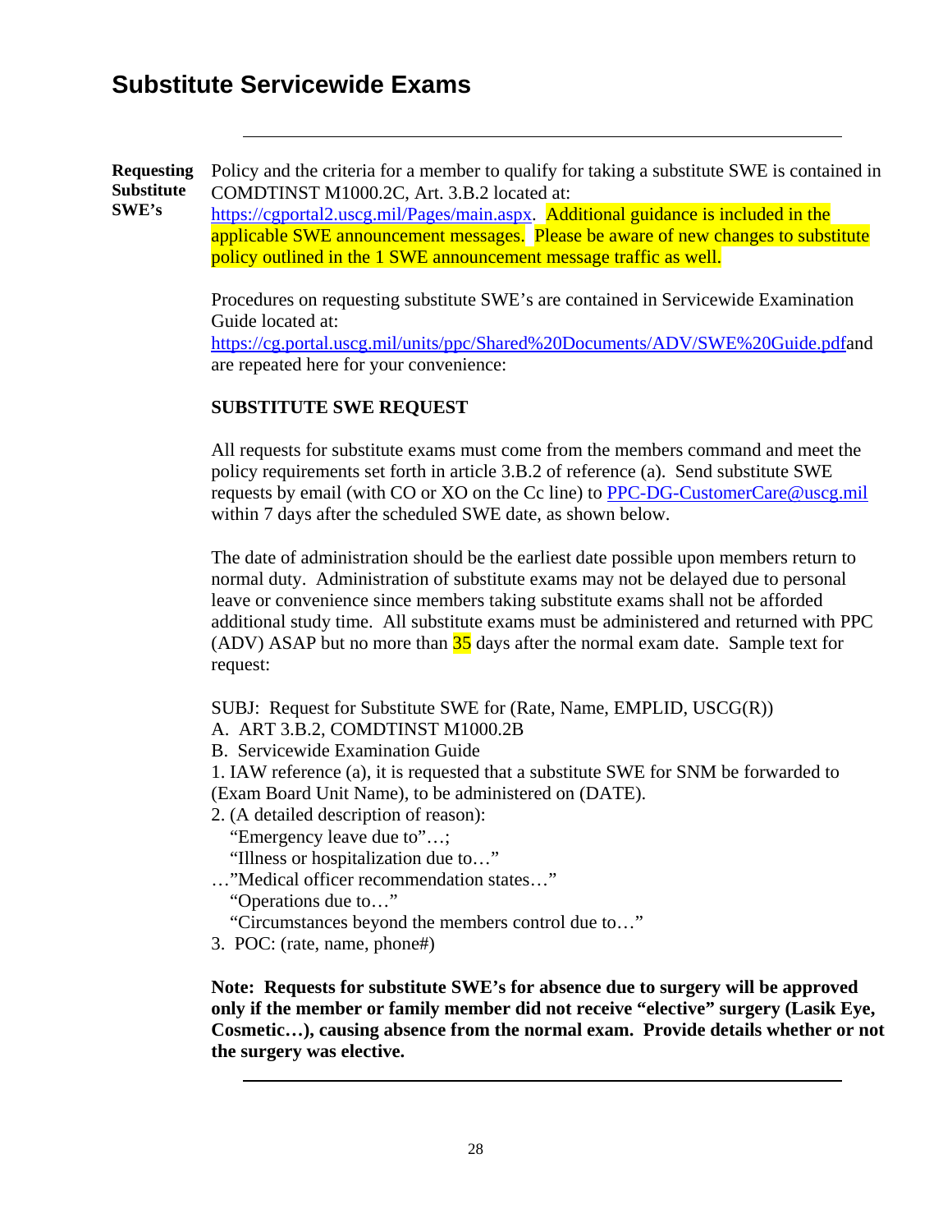# Substitute Servicewide Exams

---

**Requesting Substitute SWE's**

Policy and the criteria for a member to qualify for taking a substitute SWE is contained in COMDTINST M1000.2C, Art. 3.B.2 located at: https://cgportal2.uscg.mil/Pages/main.aspx. Additional guidance is included in the applicable SWE announcement messages. Please be aware of new changes to substitute policy outlined in the 1 SWE announcement message traffic as well.

Procedures on requesting substitute SWE's are contained in Servicewide Examination Guide located at: https://cg.portal.uscg.mil/units/ppc/Shared%20Documents/ADV/SWE%20Guide.pdfand are repeated here for your convenience:

**SUBSTITUTE SWE REQUEST**

All requests for substitute exams must come from the members command and meet the policy requirements set forth in article 3.B.2 of reference (a). Send substitute SWE requests by email (with CO or XO on the Cc line) to PPC-DG-CustomerCare@uscg.mil within 7 days after the scheduled SWE date, as shown below.

The date of administration should be the earliest date possible upon members return to normal duty. Administration of substitute exams may not be delayed due to personal leave or convenience since members taking substitute exams shall not be afforded additional study time. All substitute exams must be administered and returned with PPC (ADV) ASAP but no more than 35 days after the normal exam date. Sample text for request:

SUBJ: Request for Substitute SWE for (Rate, Name, EMPLID, USCG(R))
A. ART 3.B.2, COMDTINST M1000.2B
B. Servicewide Examination Guide
1. IAW reference (a), it is requested that a substitute SWE for SNM be forwarded to (Exam Board Unit Name), to be administered on (DATE).
2. (A detailed description of reason):
 "Emergency leave due to"…;
 "Illness or hospitalization due to…"
…"Medical officer recommendation states…"
 "Operations due to…"
 "Circumstances beyond the members control due to…"
3. POC: (rate, name, phone#)

**Note: Requests for substitute SWE's for absence due to surgery will be approved only if the member or family member did not receive "elective" surgery (Lasik Eye, Cosmetic…), causing absence from the normal exam. Provide details whether or not the surgery was elective.**

---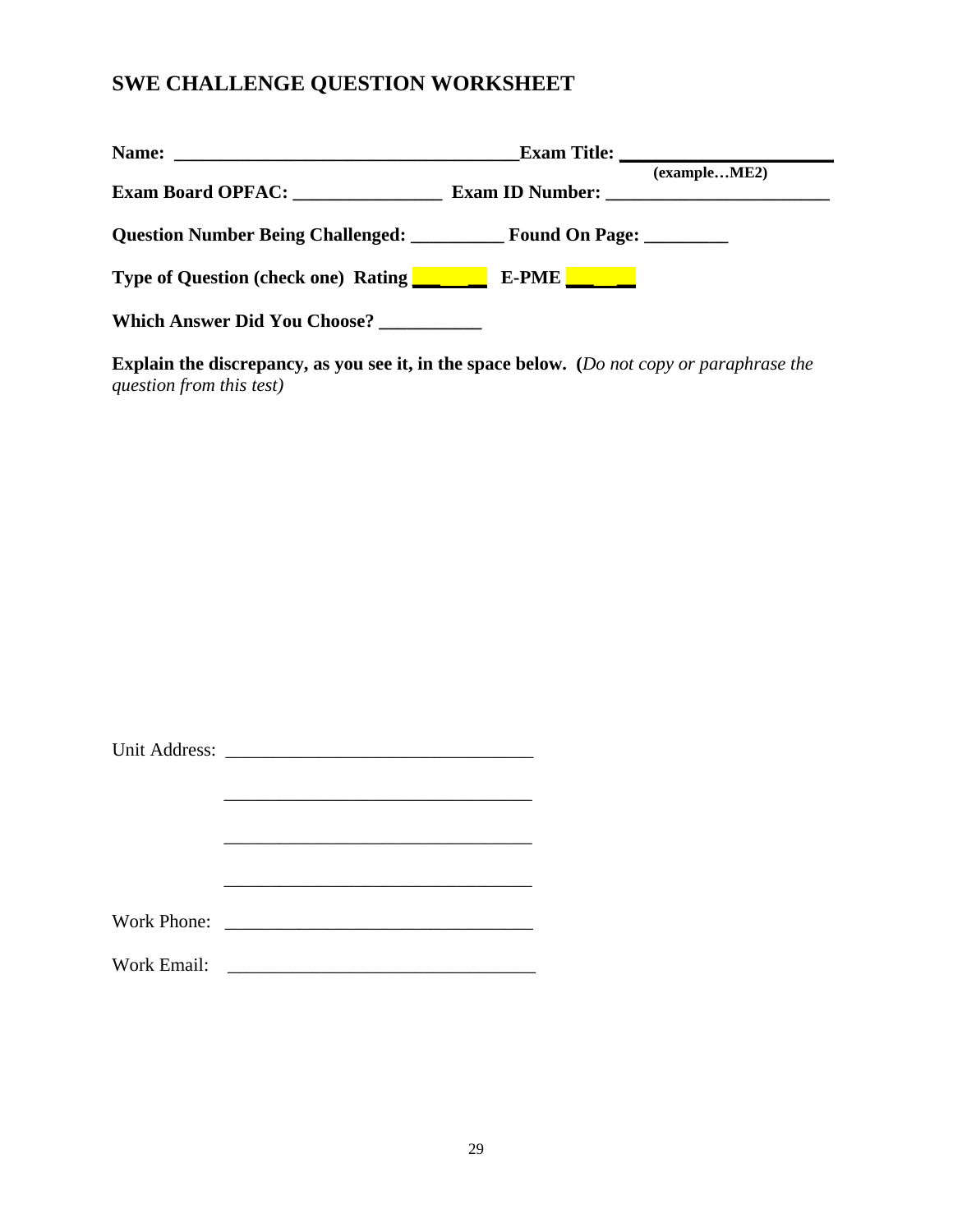# SWE CHALLENGE QUESTION WORKSHEET

**Name: ____________________________________Exam Title: ______________________**
**(example…ME2)**

**Exam Board OPFAC: ________________ Exam ID Number: ________________________**

**Question Number Being Challenged: __________ Found On Page: _________**

**Type of Question (check one) Rating ______ E-PME ______**

**Which Answer Did You Choose? ___________**

**Explain the discrepancy, as you see it, in the space below. (*Do not copy or paraphrase the question from this test*)**

Unit Address: _________________________________

_________________________________

_________________________________

_________________________________

Work Phone: _________________________________

Work Email: _________________________________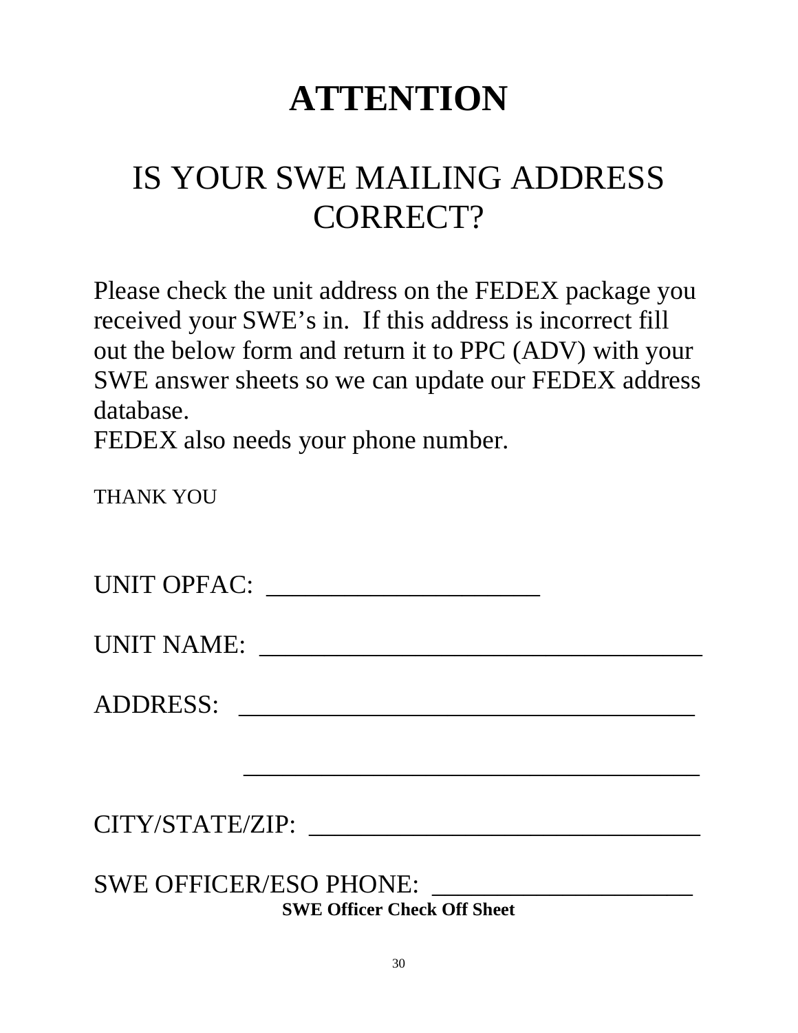# ATTENTION

## IS YOUR SWE MAILING ADDRESS CORRECT?

Please check the unit address on the FEDEX package you received your SWE's in. If this address is incorrect fill out the below form and return it to PPC (ADV) with your SWE answer sheets so we can update our FEDEX address database.
FEDEX also needs your phone number.

THANK YOU

UNIT OPFAC: ______________________

UNIT NAME: ____________________________________

ADDRESS: ____________________________________

____________________________________

CITY/STATE/ZIP: ________________________________

SWE OFFICER/ESO PHONE: ____________________

**SWE Officer Check Off Sheet**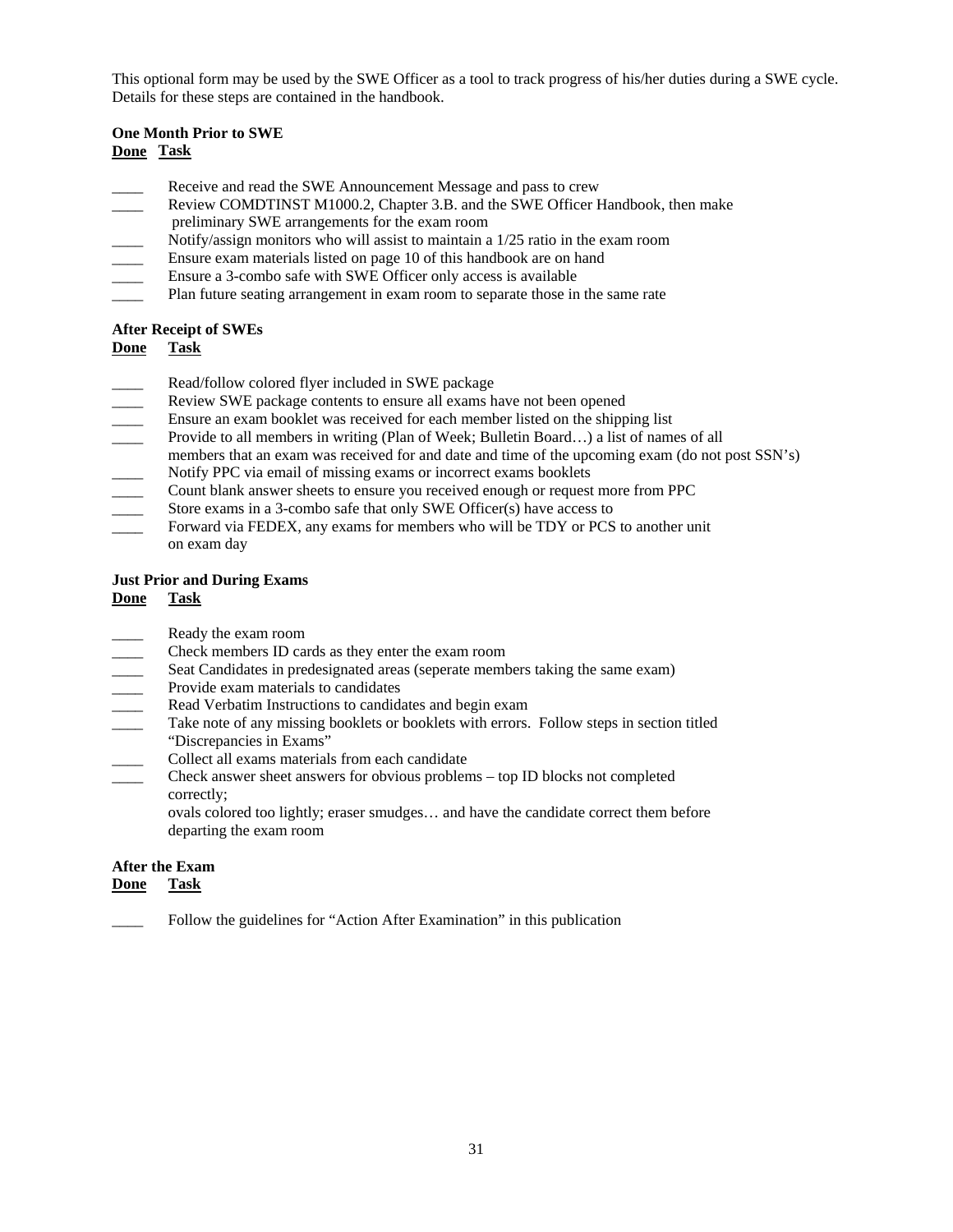This optional form may be used by the SWE Officer as a tool to track progress of his/her duties during a SWE cycle. Details for these steps are contained in the handbook.

**One Month Prior to SWE**

| **Done** | **Task** |
|---|---|
| ____ | Receive and read the SWE Announcement Message and pass to crew |
| ____ | Review COMDTINST M1000.2, Chapter 3.B. and the SWE Officer Handbook, then make preliminary SWE arrangements for the exam room |
| ____ | Notify/assign monitors who will assist to maintain a 1/25 ratio in the exam room |
| ____ | Ensure exam materials listed on page 10 of this handbook are on hand |
| ____ | Ensure a 3-combo safe with SWE Officer only access is available |
| ____ | Plan future seating arrangement in exam room to separate those in the same rate |

**After Receipt of SWEs**

| **Done** | **Task** |
|---|---|
| ____ | Read/follow colored flyer included in SWE package |
| ____ | Review SWE package contents to ensure all exams have not been opened |
| ____ | Ensure an exam booklet was received for each member listed on the shipping list |
| ____ | Provide to all members in writing (Plan of Week; Bulletin Board…) a list of names of all members that an exam was received for and date and time of the upcoming exam (do not post SSN's) |
| ____ | Notify PPC via email of missing exams or incorrect exams booklets |
| ____ | Count blank answer sheets to ensure you received enough or request more from PPC |
| ____ | Store exams in a 3-combo safe that only SWE Officer(s) have access to |
| ____ | Forward via FEDEX, any exams for members who will be TDY or PCS to another unit on exam day |

**Just Prior and During Exams**

| **Done** | **Task** |
|---|---|
| ____ | Ready the exam room |
| ____ | Check members ID cards as they enter the exam room |
| ____ | Seat Candidates in predesignated areas (seperate members taking the same exam) |
| ____ | Provide exam materials to candidates |
| ____ | Read Verbatim Instructions to candidates and begin exam |
| ____ | Take note of any missing booklets or booklets with errors. Follow steps in section titled "Discrepancies in Exams" |
| ____ | Collect all exams materials from each candidate |
| ____ | Check answer sheet answers for obvious problems – top ID blocks not completed correctly; ovals colored too lightly; eraser smudges… and have the candidate correct them before departing the exam room |

**After the Exam**

| **Done** | **Task** |
|---|---|
| ____ | Follow the guidelines for "Action After Examination" in this publication |